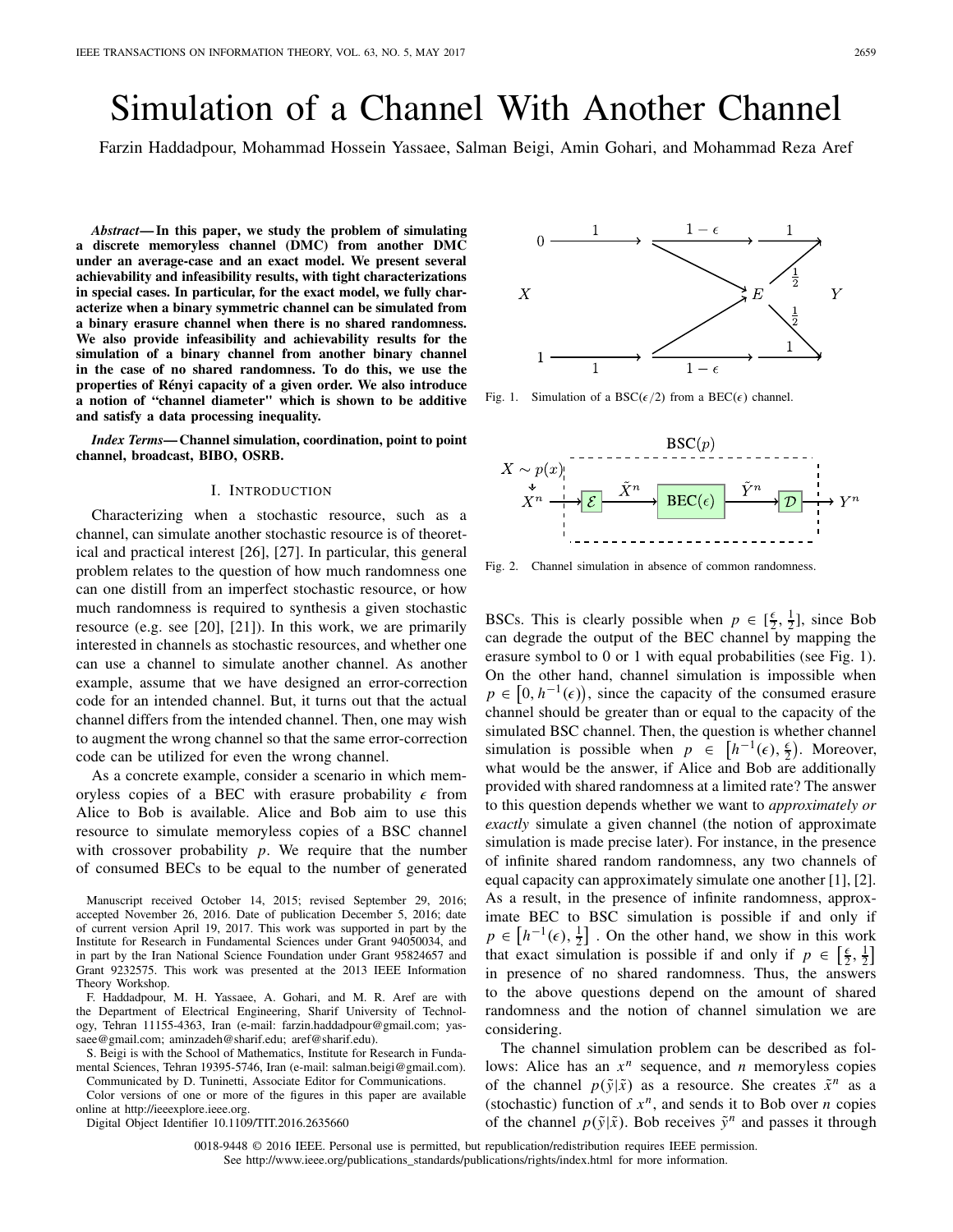# Simulation of a Channel With Another Channel

Farzin Haddadpour, Mohammad Hossein Yassaee, Salman Beigi, Amin Gohari, and Mohammad Reza Aref

***Abstract*— In this paper, we study the problem of simulating a discrete memoryless channel (DMC) from another DMC under an average-case and an exact model. We present several achievability and infeasibility results, with tight characterizations in special cases. In particular, for the exact model, we fully characterize when a binary symmetric channel can be simulated from a binary erasure channel when there is no shared randomness. We also provide infeasibility and achievability results for the simulation of a binary channel from another binary channel in the case of no shared randomness. To do this, we use the properties of Rényi capacity of a given order. We also introduce a notion of "channel diameter" which is shown to be additive and satisfy a data processing inequality.**

***Index Terms*— Channel simulation, coordination, point to point channel, broadcast, BIBO, OSRB.**

## I. Introduction

Characterizing when a stochastic resource, such as a channel, can simulate another stochastic resource is of theoretical and practical interest [26], [27]. In particular, this general problem relates to the question of how much randomness one can one distill from an imperfect stochastic resource, or how much randomness is required to synthesis a given stochastic resource (e.g. see [20], [21]). In this work, we are primarily interested in channels as stochastic resources, and whether one can use a channel to simulate another channel. As another example, assume that we have designed an error-correction code for an intended channel. But, it turns out that the actual channel differs from the intended channel. Then, one may wish to augment the wrong channel so that the same error-correction code can be utilized for even the wrong channel.

As a concrete example, consider a scenario in which memoryless copies of a BEC with erasure probability $\epsilon$ from Alice to Bob is available. Alice and Bob aim to use this resource to simulate memoryless copies of a BSC channel with crossover probability $p$. We require that the number of consumed BECs to be equal to the number of generated BSCs. This is clearly possible when $p \in [\frac{\epsilon}{2}, \frac{1}{2}]$, since Bob can degrade the output of the BEC channel by mapping the erasure symbol to 0 or 1 with equal probabilities (see Fig. 1). On the other hand, channel simulation is impossible when $p \in [0, h^{-1}(\epsilon))$, since the capacity of the consumed erasure channel should be greater than or equal to the capacity of the simulated BSC channel. Then, the question is whether channel simulation is possible when $p \in [h^{-1}(\epsilon), \frac{\epsilon}{2})$. Moreover, what would be the answer, if Alice and Bob are additionally provided with shared randomness at a limited rate? The answer to this question depends whether we want to *approximately or exactly* simulate a given channel (the notion of approximate simulation is made precise later). For instance, in the presence of infinite shared random randomness, any two channels of equal capacity can approximately simulate one another [1], [2]. As a result, in the presence of infinite randomness, approximate BEC to BSC simulation is possible if and only if $p \in [h^{-1}(\epsilon), \frac{1}{2}]$ . On the other hand, we show in this work that exact simulation is possible if and only if $p \in [\frac{\epsilon}{2}, \frac{1}{2}]$ in presence of no shared randomness. Thus, the answers to the above questions depend on the amount of shared randomness and the notion of channel simulation we are considering.

The channel simulation problem can be described as follows: Alice has an $x^n$ sequence, and $n$ memoryless copies of the channel $p(\tilde{y}|\tilde{x})$ as a resource. She creates $\tilde{x}^n$ as a (stochastic) function of $x^n$, and sends it to Bob over $n$ copies of the channel $p(\tilde{y}|\tilde{x})$. Bob receives $\tilde{y}^n$ and passes it through

Fig. 1. Simulation of a BSC($\epsilon/2$) from a BEC($\epsilon$) channel.

Fig. 2. Channel simulation in absence of common randomness.

Manuscript received October 14, 2015; revised September 29, 2016; accepted November 26, 2016. Date of publication December 5, 2016; date of current version April 19, 2017. This work was supported in part by the Institute for Research in Fundamental Sciences under Grant 94050034, and in part by the Iran National Science Foundation under Grant 95824657 and Grant 9232575. This work was presented at the 2013 IEEE Information Theory Workshop.

F. Haddadpour, M. H. Yassaee, A. Gohari, and M. R. Aref are with the Department of Electrical Engineering, Sharif University of Technology, Tehran 11155-4363, Iran (e-mail: farzin.haddadpour@gmail.com; yassaee@gmail.com; aminzadeh@sharif.edu; aref@sharif.edu).

S. Beigi is with the School of Mathematics, Institute for Research in Fundamental Sciences, Tehran 19395-5746, Iran (e-mail: salman.beigi@gmail.com).

Communicated by D. Tuninetti, Associate Editor for Communications.

Color versions of one or more of the figures in this paper are available online at http://ieeexplore.ieee.org.

Digital Object Identifier 10.1109/TIT.2016.2635660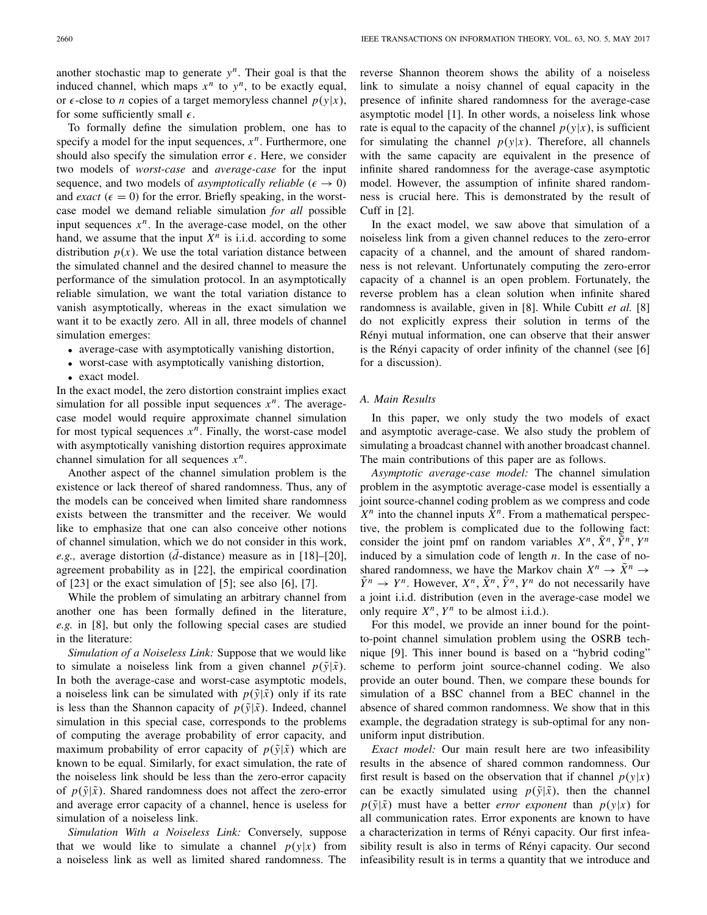another stochastic map to generate $y^n$. Their goal is that the induced channel, which maps $x^n$ to $y^n$, to be exactly equal, or $\epsilon$-close to $n$ copies of a target memoryless channel $p(y|x)$, for some sufficiently small $\epsilon$.

To formally define the simulation problem, one has to specify a model for the input sequences, $x^n$. Furthermore, one should also specify the simulation error $\epsilon$. Here, we consider two models of *worst-case* and *average-case* for the input sequence, and two models of *asymptotically reliable* ($\epsilon \to 0$) and *exact* ($\epsilon = 0$) for the error. Briefly speaking, in the worst-case model we demand reliable simulation *for all* possible input sequences $x^n$. In the average-case model, on the other hand, we assume that the input $X^n$ is i.i.d. according to some distribution $p(x)$. We use the total variation distance between the simulated channel and the desired channel to measure the performance of the simulation protocol. In an asymptotically reliable simulation, we want the total variation distance to vanish asymptotically, whereas in the exact simulation we want it to be exactly zero. All in all, three models of channel simulation emerges:

- average-case with asymptotically vanishing distortion,
- worst-case with asymptotically vanishing distortion,
- exact model.

In the exact model, the zero distortion constraint implies exact simulation for all possible input sequences $x^n$. The average-case model would require approximate channel simulation for most typical sequences $x^n$. Finally, the worst-case model with asymptotically vanishing distortion requires approximate channel simulation for all sequences $x^n$.

Another aspect of the channel simulation problem is the existence or lack thereof of shared randomness. Thus, any of the models can be conceived when limited share randomness exists between the transmitter and the receiver. We would like to emphasize that one can also conceive other notions of channel simulation, which we do not consider in this work, *e.g.,* average distortion ($\bar{d}$-distance) measure as in [18]–[20], agreement probability as in [22], the empirical coordination of [23] or the exact simulation of [5]; see also [6], [7].

While the problem of simulating an arbitrary channel from another one has been formally defined in the literature, *e.g.* in [8], but only the following special cases are studied in the literature:

*Simulation of a Noiseless Link:* Suppose that we would like to simulate a noiseless link from a given channel $p(\tilde{y}|\tilde{x})$. In both the average-case and worst-case asymptotic models, a noiseless link can be simulated with $p(\tilde{y}|\tilde{x})$ only if its rate is less than the Shannon capacity of $p(\tilde{y}|\tilde{x})$. Indeed, channel simulation in this special case, corresponds to the problems of computing the average probability of error capacity, and maximum probability of error capacity of $p(\tilde{y}|\tilde{x})$ which are known to be equal. Similarly, for exact simulation, the rate of the noiseless link should be less than the zero-error capacity of $p(\tilde{y}|\tilde{x})$. Shared randomness does not affect the zero-error and average error capacity of a channel, hence is useless for simulation of a noiseless link.

*Simulation With a Noiseless Link:* Conversely, suppose that we would like to simulate a channel $p(y|x)$ from a noiseless link as well as limited shared randomness. The reverse Shannon theorem shows the ability of a noiseless link to simulate a noisy channel of equal capacity in the presence of infinite shared randomness for the average-case asymptotic model [1]. In other words, a noiseless link whose rate is equal to the capacity of the channel $p(y|x)$, is sufficient for simulating the channel $p(y|x)$. Therefore, all channels with the same capacity are equivalent in the presence of infinite shared randomness for the average-case asymptotic model. However, the assumption of infinite shared randomness is crucial here. This is demonstrated by the result of Cuff in [2].

In the exact model, we saw above that simulation of a noiseless link from a given channel reduces to the zero-error capacity of a channel, and the amount of shared randomness is not relevant. Unfortunately computing the zero-error capacity of a channel is an open problem. Fortunately, the reverse problem has a clean solution when infinite shared randomness is available, given in [8]. While Cubitt *et al.* [8] do not explicitly express their solution in terms of the Rényi mutual information, one can observe that their answer is the Rényi capacity of order infinity of the channel (see [6] for a discussion).

### A. Main Results

In this paper, we only study the two models of exact and asymptotic average-case. We also study the problem of simulating a broadcast channel with another broadcast channel. The main contributions of this paper are as follows.

*Asymptotic average-case model:* The channel simulation problem in the asymptotic average-case model is essentially a joint source-channel coding problem as we compress and code $X^n$ into the channel inputs $\tilde{X}^n$. From a mathematical perspective, the problem is complicated due to the following fact: consider the joint pmf on random variables $X^n, \tilde{X}^n, \tilde{Y}^n, Y^n$ induced by a simulation code of length $n$. In the case of no-shared randomness, we have the Markov chain $X^n \to \tilde{X}^n \to \tilde{Y}^n \to Y^n$. However, $X^n, \tilde{X}^n, \tilde{Y}^n, Y^n$ do not necessarily have a joint i.i.d. distribution (even in the average-case model we only require $X^n, Y^n$ to be almost i.i.d.).

For this model, we provide an inner bound for the point-to-point channel simulation problem using the OSRB technique [9]. This inner bound is based on a "hybrid coding" scheme to perform joint source-channel coding. We also provide an outer bound. Then, we compare these bounds for simulation of a BSC channel from a BEC channel in the absence of shared common randomness. We show that in this example, the degradation strategy is sub-optimal for any non-uniform input distribution.

*Exact model:* Our main result here are two infeasibility results in the absence of shared common randomness. Our first result is based on the observation that if channel $p(y|x)$ can be exactly simulated using $p(\tilde{y}|\tilde{x})$, then the channel $p(\tilde{y}|\tilde{x})$ must have a better *error exponent* than $p(y|x)$ for all communication rates. Error exponents are known to have a characterization in terms of Rényi capacity. Our first infeasibility result is also in terms of Rényi capacity. Our second infeasibility result is in terms a quantity that we introduce and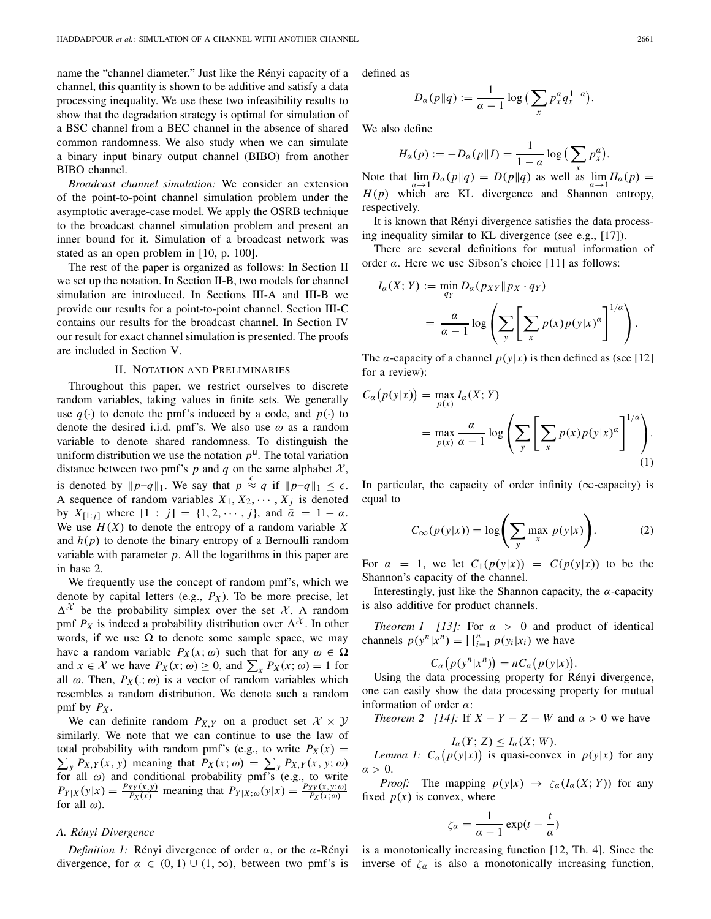name the "channel diameter." Just like the Rényi capacity of a channel, this quantity is shown to be additive and satisfy a data processing inequality. We use these two infeasibility results to show that the degradation strategy is optimal for simulation of a BSC channel from a BEC channel in the absence of shared common randomness. We also study when we can simulate a binary input binary output channel (BIBO) from another BIBO channel.

*Broadcast channel simulation:* We consider an extension of the point-to-point channel simulation problem under the asymptotic average-case model. We apply the OSRB technique to the broadcast channel simulation problem and present an inner bound for it. Simulation of a broadcast network was stated as an open problem in [10, p. 100].

The rest of the paper is organized as follows: In Section II we set up the notation. In Section II-B, two models for channel simulation are introduced. In Sections III-A and III-B we provide our results for a point-to-point channel. Section III-C contains our results for the broadcast channel. In Section IV our result for exact channel simulation is presented. The proofs are included in Section V.

## II. Notation and Preliminaries

Throughout this paper, we restrict ourselves to discrete random variables, taking values in finite sets. We generally use $q(\cdot)$ to denote the pmf's induced by a code, and $p(\cdot)$ to denote the desired i.i.d. pmf's. We also use $\omega$ as a random variable to denote shared randomness. To distinguish the uniform distribution we use the notation $p^{\mathsf{u}}$. The total variation distance between two pmf's $p$ and $q$ on the same alphabet $\mathcal{X}$, is denoted by $\|p-q\|_1$. We say that $p \overset{\epsilon}{\approx} q$ if $\|p-q\|_1 \leq \epsilon$. A sequence of random variables $X_1, X_2, \cdots, X_j$ is denoted by $X_{[1:j]}$ where $[1:j] = \{1, 2, \cdots, j\}$, and $\bar{\alpha} = 1 - \alpha$. We use $H(X)$ to denote the entropy of a random variable $X$ and $h(p)$ to denote the binary entropy of a Bernoulli random variable with parameter $p$. All the logarithms in this paper are in base 2.

We frequently use the concept of random pmf's, which we denote by capital letters (e.g., $P_X$). To be more precise, let $\Delta^{\mathcal{X}}$ be the probability simplex over the set $\mathcal{X}$. A random pmf $P_X$ is indeed a probability distribution over $\Delta^{\mathcal{X}}$. In other words, if we use $\Omega$ to denote some sample space, we may have a random variable $P_X(x;\omega)$ such that for any $\omega \in \Omega$ and $x \in \mathcal{X}$ we have $P_X(x;\omega) \geq 0$, and $\sum_x P_X(x;\omega) = 1$ for all $\omega$. Then, $P_X(.;\omega)$ is a vector of random variables which resembles a random distribution. We denote such a random pmf by $P_X$.

We can definite random $P_{X,Y}$ on a product set $\mathcal{X} \times \mathcal{Y}$ similarly. We note that we can continue to use the law of total probability with random pmf's (e.g., to write $P_X(x) = \sum_y P_{X,Y}(x,y)$ meaning that $P_X(x;\omega) = \sum_y P_{X,Y}(x,y;\omega)$ for all $\omega$) and conditional probability pmf's (e.g., to write $P_{Y|X}(y|x) = \frac{P_{XY}(x,y)}{P_X(x)}$ meaning that $P_{Y|X;\omega}(y|x) = \frac{P_{XY}(x,y;\omega)}{P_X(x;\omega)}$ for all $\omega$).

### A. Rényi Divergence

*Definition 1:* Rényi divergence of order $\alpha$, or the $\alpha$-Rényi divergence, for $\alpha \in (0,1) \cup (1,\infty)$, between two pmf's is defined as

$$D_\alpha(p\|q) := \frac{1}{\alpha-1}\log\Big(\sum_x p_x^\alpha q_x^{1-\alpha}\Big).$$

We also define

$$H_\alpha(p) := -D_\alpha(p\|I) = \frac{1}{1-\alpha}\log\Big(\sum_x p_x^\alpha\Big).$$

Note that $\lim_{\alpha\to 1} D_\alpha(p\|q) = D(p\|q)$ as well as $\lim_{\alpha\to 1} H_\alpha(p) = H(p)$ which are KL divergence and Shannon entropy, respectively.

It is known that Rényi divergence satisfies the data processing inequality similar to KL divergence (see e.g., [17]).

There are several definitions for mutual information of order $\alpha$. Here we use Sibson's choice [11] as follows:

$$I_\alpha(X;Y) := \min_{q_Y} D_\alpha(p_{XY}\|p_X \cdot q_Y) = \frac{\alpha}{\alpha-1}\log\left(\sum_y\left[\sum_x p(x)p(y|x)^\alpha\right]^{1/\alpha}\right).$$

The $\alpha$-capacity of a channel $p(y|x)$ is then defined as (see [12] for a review):

$$C_\alpha\big(p(y|x)\big) = \max_{p(x)} I_\alpha(X;Y) = \max_{p(x)} \frac{\alpha}{\alpha-1}\log\left(\sum_y\left[\sum_x p(x)p(y|x)^\alpha\right]^{1/\alpha}\right). \tag{1}$$

In particular, the capacity of order infinity ($\infty$-capacity) is equal to

$$C_\infty(p(y|x)) = \log\left(\sum_y \max_x p(y|x)\right). \tag{2}$$

For $\alpha = 1$, we let $C_1(p(y|x)) = C(p(y|x))$ to be the Shannon's capacity of the channel.

Interestingly, just like the Shannon capacity, the $\alpha$-capacity is also additive for product channels.

*Theorem 1 [13]:* For $\alpha > 0$ and product of identical channels $p(y^n|x^n) = \prod_{i=1}^n p(y_i|x_i)$ we have

$$C_\alpha\big(p(y^n|x^n)\big) = nC_\alpha\big(p(y|x)\big).$$

Using the data processing property for Rényi divergence, one can easily show the data processing property for mutual information of order $\alpha$:

*Theorem 2 [14]:* If $X - Y - Z - W$ and $\alpha > 0$ we have

$$I_\alpha(Y;Z) \leq I_\alpha(X;W).$$

*Lemma 1:* $C_\alpha\big(p(y|x)\big)$ is quasi-convex in $p(y|x)$ for any $\alpha > 0$.

*Proof:* The mapping $p(y|x) \mapsto \zeta_\alpha(I_\alpha(X;Y))$ for any fixed $p(x)$ is convex, where

$$\zeta_\alpha = \frac{1}{\alpha-1}\exp\big(t - \frac{t}{\alpha}\big)$$

is a monotonically increasing function [12, Th. 4]. Since the inverse of $\zeta_\alpha$ is also a monotonically increasing function,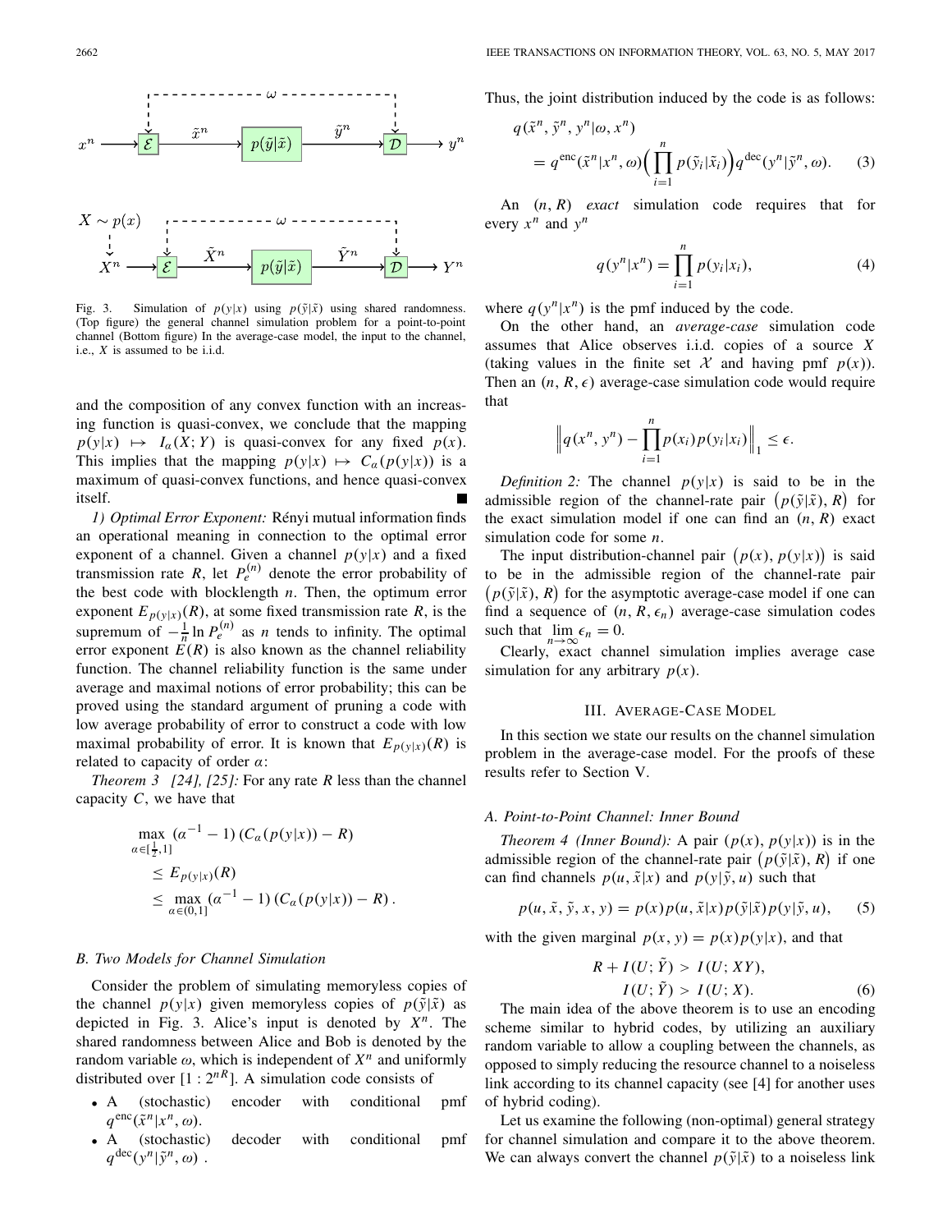Fig. 3. Simulation of $p(y|x)$ using $p(\tilde{y}|\tilde{x})$ using shared randomness. (Top figure) the general channel simulation problem for a point-to-point channel (Bottom figure) In the average-case model, the input to the channel, i.e., $X$ is assumed to be i.i.d.

and the composition of any convex function with an increasing function is quasi-convex, we conclude that the mapping $p(y|x) \mapsto I_\alpha(X;Y)$ is quasi-convex for any fixed $p(x)$. This implies that the mapping $p(y|x) \mapsto C_\alpha(p(y|x))$ is a maximum of quasi-convex functions, and hence quasi-convex itself. ■

*1) Optimal Error Exponent:* Rényi mutual information finds an operational meaning in connection to the optimal error exponent of a channel. Given a channel $p(y|x)$ and a fixed transmission rate $R$, let $P_e^{(n)}$ denote the error probability of the best code with blocklength $n$. Then, the optimum error exponent $E_{p(y|x)}(R)$, at some fixed transmission rate $R$, is the supremum of $-\frac{1}{n}\ln P_e^{(n)}$ as $n$ tends to infinity. The optimal error exponent $E(R)$ is also known as the channel reliability function. The channel reliability function is the same under average and maximal notions of error probability; this can be proved using the standard argument of pruning a code with low average probability of error to construct a code with low maximal probability of error. It is known that $E_{p(y|x)}(R)$ is related to capacity of order $\alpha$:

*Theorem 3 [24], [25]:* For any rate $R$ less than the channel capacity $C$, we have that

$$\max_{\alpha\in[\frac{1}{2},1]} (\alpha^{-1}-1)\left(C_\alpha(p(y|x)) - R\right) \le E_{p(y|x)}(R) \le \max_{\alpha\in(0,1]} (\alpha^{-1}-1)\left(C_\alpha(p(y|x)) - R\right).$$

### B. Two Models for Channel Simulation

Consider the problem of simulating memoryless copies of the channel $p(y|x)$ given memoryless copies of $p(\tilde{y}|\tilde{x})$ as depicted in Fig. 3. Alice's input is denoted by $X^n$. The shared randomness between Alice and Bob is denoted by the random variable $\omega$, which is independent of $X^n$ and uniformly distributed over $[1:2^{nR}]$. A simulation code consists of

- A (stochastic) encoder with conditional pmf $q^{\text{enc}}(\tilde{x}^n|x^n,\omega)$.
- A (stochastic) decoder with conditional pmf $q^{\text{dec}}(y^n|\tilde{y}^n,\omega)$ .

Thus, the joint distribution induced by the code is as follows:

$$q(\tilde{x}^n,\tilde{y}^n,y^n|\omega,x^n) = q^{\text{enc}}(\tilde{x}^n|x^n,\omega)\Big(\prod_{i=1}^n p(\tilde{y}_i|\tilde{x}_i)\Big)q^{\text{dec}}(y^n|\tilde{y}^n,\omega). \quad (3)$$

An $(n,R)$ *exact* simulation code requires that for every $x^n$ and $y^n$

$$q(y^n|x^n) = \prod_{i=1}^n p(y_i|x_i), \quad (4)$$

where $q(y^n|x^n)$ is the pmf induced by the code.

On the other hand, an *average-case* simulation code assumes that Alice observes i.i.d. copies of a source $X$ (taking values in the finite set $\mathcal{X}$ and having pmf $p(x)$). Then an $(n,R,\epsilon)$ average-case simulation code would require that

$$\Big\| q(x^n,y^n) - \prod_{i=1}^n p(x_i)p(y_i|x_i)\Big\|_1 \le \epsilon.$$

*Definition 2:* The channel $p(y|x)$ is said to be in the admissible region of the channel-rate pair $\big(p(\tilde{y}|\tilde{x}),R\big)$ for the exact simulation model if one can find an $(n,R)$ exact simulation code for some $n$.

The input distribution-channel pair $\big(p(x),p(y|x)\big)$ is said to be in the admissible region of the channel-rate pair $\big(p(\tilde{y}|\tilde{x}),R\big)$ for the asymptotic average-case model if one can find a sequence of $(n,R,\epsilon_n)$ average-case simulation codes such that $\lim_{n\to\infty}\epsilon_n = 0$.

Clearly, exact channel simulation implies average case simulation for any arbitrary $p(x)$.

## III. Average-Case Model

In this section we state our results on the channel simulation problem in the average-case model. For the proofs of these results refer to Section V.

### A. Point-to-Point Channel: Inner Bound

*Theorem 4 (Inner Bound):* A pair $(p(x),p(y|x))$ is in the admissible region of the channel-rate pair $\big(p(\tilde{y}|\tilde{x}),R\big)$ if one can find channels $p(u,\tilde{x}|x)$ and $p(y|\tilde{y},u)$ such that

$$p(u,\tilde{x},\tilde{y},x,y) = p(x)p(u,\tilde{x}|x)p(\tilde{y}|\tilde{x})p(y|\tilde{y},u), \quad (5)$$

with the given marginal $p(x,y) = p(x)p(y|x)$, and that

$$R + I(U;\tilde{Y}) > I(U;XY),$$
$$I(U;\tilde{Y}) > I(U;X). \quad (6)$$

The main idea of the above theorem is to use an encoding scheme similar to hybrid codes, by utilizing an auxiliary random variable to allow a coupling between the channels, as opposed to simply reducing the resource channel to a noiseless link according to its channel capacity (see [4] for another uses of hybrid coding).

Let us examine the following (non-optimal) general strategy for channel simulation and compare it to the above theorem. We can always convert the channel $p(\tilde{y}|\tilde{x})$ to a noiseless link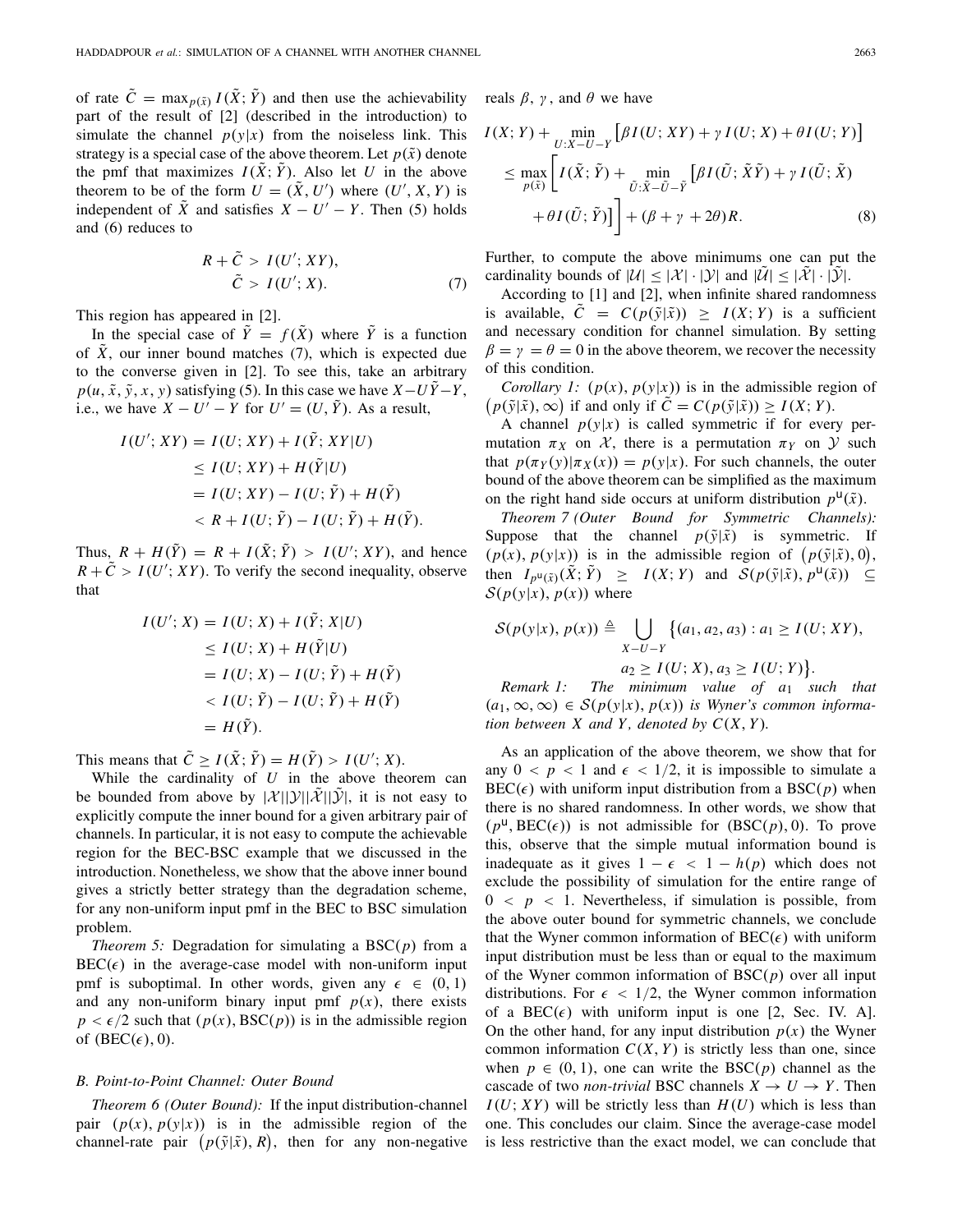of rate $\tilde{C} = \max_{p(\tilde{x})} I(\tilde{X}; \tilde{Y})$ and then use the achievability part of the result of [2] (described in the introduction) to simulate the channel $p(y|x)$ from the noiseless link. This strategy is a special case of the above theorem. Let $p(\tilde{x})$ denote the pmf that maximizes $I(\tilde{X}; \tilde{Y})$. Also let $U$ in the above theorem to be of the form $U = (\tilde{X}, U')$ where $(U', X, Y)$ is independent of $\tilde{X}$ and satisfies $X - U' - Y$. Then (5) holds and (6) reduces to

$$
\begin{aligned}
R + \tilde{C} &> I(U'; XY), \\
\tilde{C} &> I(U'; X). \qquad (7)
\end{aligned}
$$

This region has appeared in [2].

In the special case of $\tilde{Y} = f(\tilde{X})$ where $\tilde{Y}$ is a function of $\tilde{X}$, our inner bound matches (7), which is expected due to the converse given in [2]. To see this, take an arbitrary $p(u, \tilde{x}, \tilde{y}, x, y)$ satisfying (5). In this case we have $X - U\tilde{Y} - Y$, i.e., we have $X - U' - Y$ for $U' = (U, \tilde{Y})$. As a result,

$$
\begin{aligned}
I(U'; XY) &= I(U; XY) + I(\tilde{Y}; XY|U) \\
&\leq I(U; XY) + H(\tilde{Y}|U) \\
&= I(U; XY) - I(U; \tilde{Y}) + H(\tilde{Y}) \\
&< R + I(U; \tilde{Y}) - I(U; \tilde{Y}) + H(\tilde{Y}).
\end{aligned}
$$

Thus, $R + H(\tilde{Y}) = R + I(\tilde{X}; \tilde{Y}) > I(U'; XY)$, and hence $R + \tilde{C} > I(U'; XY)$. To verify the second inequality, observe that

$$
\begin{aligned}
I(U'; X) &= I(U; X) + I(\tilde{Y}; X|U) \\
&\leq I(U; X) + H(\tilde{Y}|U) \\
&= I(U; X) - I(U; \tilde{Y}) + H(\tilde{Y}) \\
&< I(U; \tilde{Y}) - I(U; \tilde{Y}) + H(\tilde{Y}) \\
&= H(\tilde{Y}).
\end{aligned}
$$

This means that $\tilde{C} \geq I(\tilde{X}; \tilde{Y}) = H(\tilde{Y}) > I(U'; X)$.

While the cardinality of $U$ in the above theorem can be bounded from above by $|\mathcal{X}||\mathcal{Y}||\tilde{\mathcal{X}}||\tilde{\mathcal{Y}}|$, it is not easy to explicitly compute the inner bound for a given arbitrary pair of channels. In particular, it is not easy to compute the achievable region for the BEC-BSC example that we discussed in the introduction. Nonetheless, we show that the above inner bound gives a strictly better strategy than the degradation scheme, for any non-uniform input pmf in the BEC to BSC simulation problem.

*Theorem 5:* Degradation for simulating a BSC$(p)$ from a BEC$(\epsilon)$ in the average-case model with non-uniform input pmf is suboptimal. In other words, given any $\epsilon \in (0, 1)$ and any non-uniform binary input pmf $p(x)$, there exists $p < \epsilon/2$ such that $(p(x), \text{BSC}(p))$ is in the admissible region of $(\text{BEC}(\epsilon), 0)$.

### B. Point-to-Point Channel: Outer Bound

*Theorem 6 (Outer Bound):* If the input distribution-channel pair $(p(x), p(y|x))$ is in the admissible region of the channel-rate pair $\big(p(\tilde{y}|\tilde{x}), R\big)$, then for any non-negative reals $\beta$, $\gamma$, and $\theta$ we have

$$
\begin{aligned}
I(X; Y) &+ \min_{U: X - U - Y} \big[\beta I(U; XY) + \gamma I(U; X) + \theta I(U; Y)\big] \\
&\leq \max_{p(\tilde{x})} \bigg[ I(\tilde{X}; \tilde{Y}) + \min_{\tilde{U}: \tilde{X} - \tilde{U} - \tilde{Y}} \big[\beta I(\tilde{U}; \tilde{X}\tilde{Y}) + \gamma I(\tilde{U}; \tilde{X}) \\
&\quad + \theta I(\tilde{U}; \tilde{Y})\big]\bigg] + (\beta + \gamma + 2\theta) R. \qquad (8)
\end{aligned}
$$

Further, to compute the above minimums one can put the cardinality bounds of $|\mathcal{U}| \leq |\mathcal{X}| \cdot |\mathcal{Y}|$ and $|\tilde{\mathcal{U}}| \leq |\tilde{\mathcal{X}}| \cdot |\tilde{\mathcal{Y}}|$.

According to [1] and [2], when infinite shared randomness is available, $\tilde{C} = C(p(\tilde{y}|\tilde{x})) \geq I(X; Y)$ is a sufficient and necessary condition for channel simulation. By setting $\beta = \gamma = \theta = 0$ in the above theorem, we recover the necessity of this condition.

*Corollary 1:* $(p(x), p(y|x))$ is in the admissible region of $\big(p(\tilde{y}|\tilde{x}), \infty\big)$ if and only if $\tilde{C} = C(p(\tilde{y}|\tilde{x})) \geq I(X; Y)$.

A channel $p(y|x)$ is called symmetric if for every permutation $\pi_X$ on $\mathcal{X}$, there is a permutation $\pi_Y$ on $\mathcal{Y}$ such that $p(\pi_Y(y)|\pi_X(x)) = p(y|x)$. For such channels, the outer bound of the above theorem can be simplified as the maximum on the right hand side occurs at uniform distribution $p^{\mathsf{u}}(\tilde{x})$.

*Theorem 7 (Outer Bound for Symmetric Channels):* Suppose that the channel $p(\tilde{y}|\tilde{x})$ is symmetric. If $(p(x), p(y|x))$ is in the admissible region of $\big(p(\tilde{y}|\tilde{x}), 0\big)$, then $I_{p^{\mathsf{u}}(\tilde{x})}(\tilde{X}; \tilde{Y}) \geq I(X; Y)$ and $\mathcal{S}(p(\tilde{y}|\tilde{x}), p^{\mathsf{u}}(\tilde{x})) \subseteq \mathcal{S}(p(y|x), p(x))$ where

$$
\mathcal{S}(p(y|x), p(x)) \triangleq \bigcup_{X - U - Y} \big\{(a_1, a_2, a_3) : a_1 \geq I(U; XY), a_2 \geq I(U; X), a_3 \geq I(U; Y)\big\}.
$$

*Remark 1: The minimum value of $a_1$ such that $(a_1, \infty, \infty) \in \mathcal{S}(p(y|x), p(x))$ is Wyner's common information between $X$ and $Y$, denoted by $C(X, Y)$.*

As an application of the above theorem, we show that for any $0 < p < 1$ and $\epsilon < 1/2$, it is impossible to simulate a BEC$(\epsilon)$ with uniform input distribution from a BSC$(p)$ when there is no shared randomness. In other words, we show that $(p^{\mathsf{u}}, \text{BEC}(\epsilon))$ is not admissible for $(\text{BSC}(p), 0)$. To prove this, observe that the simple mutual information bound is inadequate as it gives $1 - \epsilon < 1 - h(p)$ which does not exclude the possibility of simulation for the entire range of $0 < p < 1$. Nevertheless, if simulation is possible, from the above outer bound for symmetric channels, we conclude that the Wyner common information of BEC$(\epsilon)$ with uniform input distribution must be less than or equal to the maximum of the Wyner common information of BSC$(p)$ over all input distributions. For $\epsilon < 1/2$, the Wyner common information of a BEC$(\epsilon)$ with uniform input is one [2, Sec. IV. A]. On the other hand, for any input distribution $p(x)$ the Wyner common information $C(X, Y)$ is strictly less than one, since when $p \in (0, 1)$, one can write the BSC$(p)$ channel as the cascade of two *non-trivial* BSC channels $X \to U \to Y$. Then $I(U; XY)$ will be strictly less than $H(U)$ which is less than one. This concludes our claim. Since the average-case model is less restrictive than the exact model, we can conclude that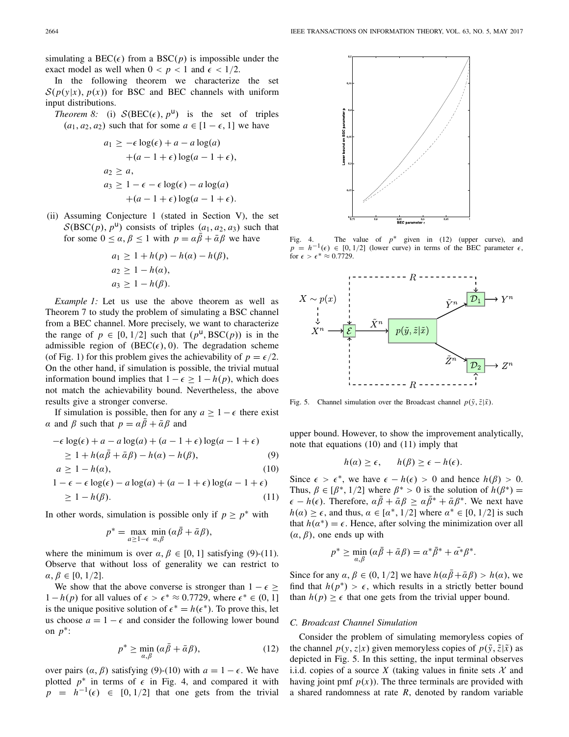simulating a BEC($\epsilon$) from a BSC($p$) is impossible under the exact model as well when $0 < p < 1$ and $\epsilon < 1/2$.

In the following theorem we characterize the set $\mathcal{S}(p(y|x), p(x))$ for BSC and BEC channels with uniform input distributions.

*Theorem 8:* (i) $\mathcal{S}(\text{BEC}(\epsilon), p^{\mathsf{U}})$ is the set of triples $(a_1, a_2, a_2)$ such that for some $a \in [1-\epsilon, 1]$ we have

$$\begin{aligned}
a_1 &\geq -\epsilon \log(\epsilon) + a - a \log(a) \\
&\quad + (a - 1 + \epsilon) \log(a - 1 + \epsilon), \\
a_2 &\geq a, \\
a_3 &\geq 1 - \epsilon - \epsilon \log(\epsilon) - a \log(a) \\
&\quad + (a - 1 + \epsilon) \log(a - 1 + \epsilon).
\end{aligned}$$

(ii) Assuming Conjecture 1 (stated in Section V), the set $\mathcal{S}(\text{BSC}(p), p^{\mathsf{U}})$ consists of triples $(a_1, a_2, a_3)$ such that for some $0 \leq \alpha, \beta \leq 1$ with $p = \alpha\bar{\beta} + \bar{\alpha}\beta$ we have

$$\begin{aligned}
a_1 &\geq 1 + h(p) - h(\alpha) - h(\beta), \\
a_2 &\geq 1 - h(\alpha), \\
a_3 &\geq 1 - h(\beta).
\end{aligned}$$

*Example 1:* Let us use the above theorem as well as Theorem 7 to study the problem of simulating a BSC channel from a BEC channel. More precisely, we want to characterize the range of $p \in [0, 1/2]$ such that $(p^{\mathsf{U}}, \text{BSC}(p))$ is in the admissible region of $(\text{BEC}(\epsilon), 0)$. The degradation scheme (of Fig. 1) for this problem gives the achievability of $p = \epsilon/2$. On the other hand, if simulation is possible, the trivial mutual information bound implies that $1 - \epsilon \geq 1 - h(p)$, which does not match the achievability bound. Nevertheless, the above results give a stronger converse.

If simulation is possible, then for any $a \geq 1 - \epsilon$ there exist $\alpha$ and $\beta$ such that $p = \alpha\bar{\beta} + \bar{\alpha}\beta$ and

$$\begin{aligned}
&-\epsilon \log(\epsilon) + a - a \log(a) + (a - 1 + \epsilon) \log(a - 1 + \epsilon) \\
&\quad \geq 1 + h(\alpha\bar{\beta} + \bar{\alpha}\beta) - h(\alpha) - h(\beta), \qquad (9) \\
&a \geq 1 - h(\alpha), \qquad (10) \\
&1 - \epsilon - \epsilon \log(\epsilon) - a \log(a) + (a - 1 + \epsilon) \log(a - 1 + \epsilon) \\
&\quad \geq 1 - h(\beta). \qquad (11)
\end{aligned}$$

In other words, simulation is possible only if $p \geq p^*$ with

$$p^* = \max_{a \geq 1-\epsilon} \min_{\alpha, \beta} (\alpha\bar{\beta} + \bar{\alpha}\beta),$$

where the minimum is over $\alpha, \beta \in [0, 1]$ satisfying (9)-(11). Observe that without loss of generality we can restrict to $\alpha, \beta \in [0, 1/2]$.

We show that the above converse is stronger than $1 - \epsilon \geq 1 - h(p)$ for all values of $\epsilon > \epsilon^* \approx 0.7729$, where $\epsilon^* \in (0, 1]$ is the unique positive solution of $\epsilon^* = h(\epsilon^*)$. To prove this, let us choose $a = 1 - \epsilon$ and consider the following lower bound on $p^*$:

$$p^* \geq \min_{\alpha, \beta} (\alpha\bar{\beta} + \bar{\alpha}\beta), \qquad (12)$$

over pairs $(\alpha, \beta)$ satisfying (9)-(10) with $a = 1 - \epsilon$. We have plotted $p^*$ in terms of $\epsilon$ in Fig. 4, and compared it with $p = h^{-1}(\epsilon) \in [0, 1/2]$ that one gets from the trivial upper bound. However, to show the improvement analytically, note that equations (10) and (11) imply that

$$h(\alpha) \geq \epsilon, \qquad h(\beta) \geq \epsilon - h(\epsilon).$$

Since $\epsilon > \epsilon^*$, we have $\epsilon - h(\epsilon) > 0$ and hence $h(\beta) > 0$. Thus, $\beta \in [\beta^*, 1/2]$ where $\beta^* > 0$ is the solution of $h(\beta^*) = \epsilon - h(\epsilon)$. Therefore, $\alpha\bar{\beta} + \bar{\alpha}\beta \geq \alpha\bar{\beta}^* + \bar{\alpha}\beta^*$. We next have $h(\alpha) \geq \epsilon$, and thus, $\alpha \in [\alpha^*, 1/2]$ where $\alpha^* \in [0, 1/2]$ is such that $h(\alpha^*) = \epsilon$. Hence, after solving the minimization over all $(\alpha, \beta)$, one ends up with

$$p^* \geq \min_{\alpha, \beta} (\alpha\bar{\beta} + \bar{\alpha}\beta) = \alpha^*\bar{\beta}^* + \bar{\alpha^*}\beta^*.$$

Since for any $\alpha, \beta \in (0, 1/2]$ we have $h(\alpha\bar{\beta} + \bar{\alpha}\beta) > h(\alpha)$, we find that $h(p^*) > \epsilon$, which results in a strictly better bound than $h(p) \geq \epsilon$ that one gets from the trivial upper bound.

Fig. 4. The value of $p^*$ given in (12) (upper curve), and $p = h^{-1}(\epsilon) \in [0, 1/2]$ (lower curve) in terms of the BEC parameter $\epsilon$, for $\epsilon > \epsilon^* \approx 0.7729$.

Fig. 5. Channel simulation over the Broadcast channel $p(\tilde{y}, \tilde{z}|\tilde{x})$.

### C. Broadcast Channel Simulation

Consider the problem of simulating memoryless copies of the channel $p(y, z|x)$ given memoryless copies of $p(\tilde{y}, \tilde{z}|\tilde{x})$ as depicted in Fig. 5. In this setting, the input terminal observes i.i.d. copies of a source $X$ (taking values in finite sets $\mathcal{X}$ and having joint pmf $p(x)$). The three terminals are provided with a shared randomness at rate $R$, denoted by random variable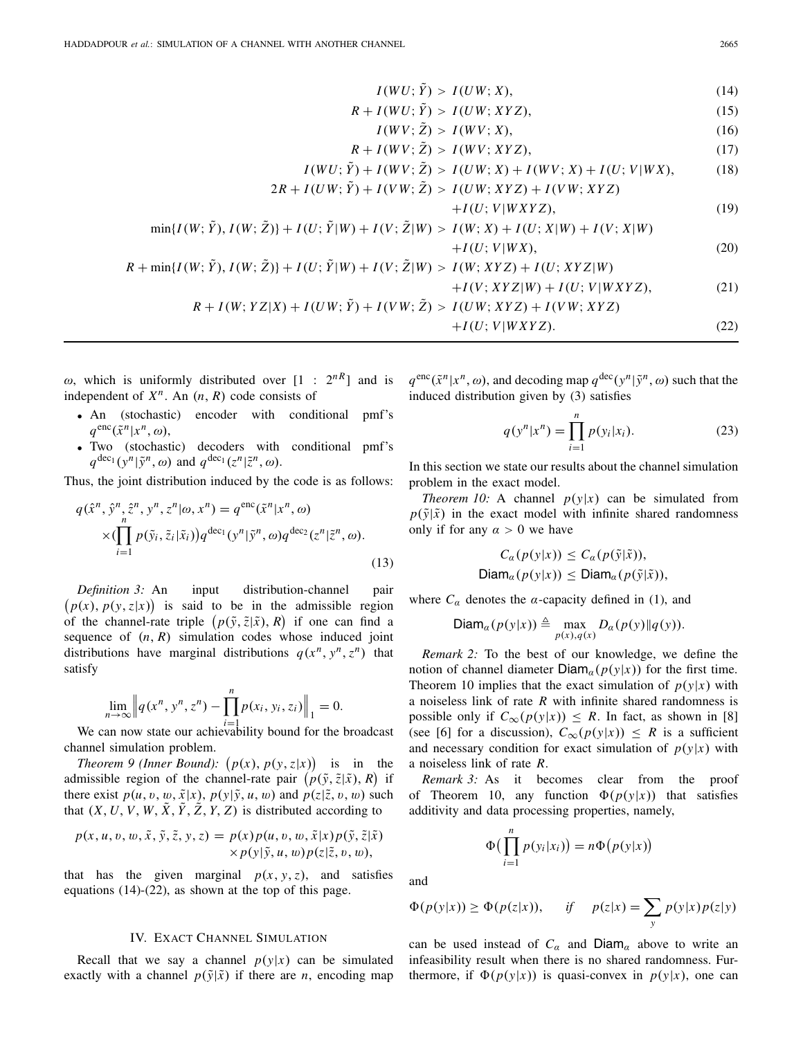$$I(WU;\tilde{Y}) > I(UW;X), \tag{14}$$

$$R + I(WU;\tilde{Y}) > I(UW;XYZ), \tag{15}$$

$$I(WV;\tilde{Z}) > I(WV;X), \tag{16}$$

$$R + I(WV;\tilde{Z}) > I(WV;XYZ), \tag{17}$$

$$I(WU;\tilde{Y}) + I(WV;\tilde{Z}) > I(UW;X) + I(WV;X) + I(U;V|WX), \tag{18}$$

$$2R + I(UW;\tilde{Y}) + I(VW;\tilde{Z}) > I(UW;XYZ) + I(VW;XYZ) + I(U;V|WXYZ), \tag{19}$$

$$\min\{I(W;\tilde{Y}), I(W;\tilde{Z})\} + I(U;\tilde{Y}|W) + I(V;\tilde{Z}|W) > I(W;X) + I(U;X|W) + I(V;X|W) + I(U;V|WX), \tag{20}$$

$$R + \min\{I(W;\tilde{Y}), I(W;\tilde{Z})\} + I(U;\tilde{Y}|W) + I(V;\tilde{Z}|W) > I(W;XYZ) + I(U;XYZ|W) + I(V;XYZ|W) + I(U;V|WXYZ), \tag{21}$$

$$R + I(W;YZ|X) + I(UW;\tilde{Y}) + I(VW;\tilde{Z}) > I(UW;XYZ) + I(VW;XYZ) + I(U;V|WXYZ). \tag{22}$$

$\omega$, which is uniformly distributed over $[1 : 2^{nR}]$ and is independent of $X^n$. An $(n, R)$ code consists of

- An (stochastic) encoder with conditional pmf's $q^{\text{enc}}(\tilde{x}^n|x^n, \omega)$,
- Two (stochastic) decoders with conditional pmf's $q^{\text{dec}_1}(y^n|\tilde{y}^n, \omega)$ and $q^{\text{dec}_1}(z^n|\tilde{z}^n, \omega)$.

Thus, the joint distribution induced by the code is as follows:

$$q(\hat{x}^n, \hat{y}^n, \hat{z}^n, y^n, z^n|\omega, x^n) = q^{\text{enc}}(\tilde{x}^n|x^n, \omega) \times \Big(\prod_{i=1}^{n} p(\tilde{y}_i, \tilde{z}_i|\tilde{x}_i)\Big) q^{\text{dec}_1}(y^n|\tilde{y}^n, \omega) q^{\text{dec}_2}(z^n|\tilde{z}^n, \omega). \tag{13}$$

*Definition 3:* An input distribution-channel pair $\big(p(x), p(y,z|x)\big)$ is said to be in the admissible region of the channel-rate triple $\big(p(\tilde{y}, \tilde{z}|\tilde{x}), R\big)$ if one can find a sequence of $(n, R)$ simulation codes whose induced joint distributions have marginal distributions $q(x^n, y^n, z^n)$ that satisfy

$$\lim_{n\to\infty} \Big\| q(x^n, y^n, z^n) - \prod_{i=1}^{n} p(x_i, y_i, z_i) \Big\|_1 = 0.$$

We can now state our achievability bound for the broadcast channel simulation problem.

*Theorem 9 (Inner Bound):* $\big(p(x), p(y,z|x)\big)$ is in the admissible region of the channel-rate pair $\big(p(\tilde{y}, \tilde{z}|\tilde{x}), R\big)$ if there exist $p(u, v, w, \tilde{x}|x)$, $p(y|\tilde{y}, u, w)$ and $p(z|\tilde{z}, v, w)$ such that $(X, U, V, W, \tilde{X}, \tilde{Y}, \tilde{Z}, Y, Z)$ is distributed according to

$$p(x, u, v, w, \tilde{x}, \tilde{y}, \tilde{z}, y, z) = p(x)p(u, v, w, \tilde{x}|x)p(\tilde{y}, \tilde{z}|\tilde{x}) \times p(y|\tilde{y}, u, w)p(z|\tilde{z}, v, w),$$

that has the given marginal $p(x, y, z)$, and satisfies equations (14)-(22), as shown at the top of this page.

## IV. Exact Channel Simulation

Recall that we say a channel $p(y|x)$ can be simulated exactly with a channel $p(\tilde{y}|\tilde{x})$ if there are $n$, encoding map $q^{\text{enc}}(\tilde{x}^n|x^n, \omega)$, and decoding map $q^{\text{dec}}(y^n|\tilde{y}^n, \omega)$ such that the induced distribution given by (3) satisfies

$$q(y^n|x^n) = \prod_{i=1}^{n} p(y_i|x_i). \tag{23}$$

In this section we state our results about the channel simulation problem in the exact model.

*Theorem 10:* A channel $p(y|x)$ can be simulated from $p(\tilde{y}|\tilde{x})$ in the exact model with infinite shared randomness only if for any $\alpha > 0$ we have

$$C_\alpha(p(y|x)) \leq C_\alpha(p(\tilde{y}|\tilde{x})),$$
$$\mathsf{Diam}_\alpha(p(y|x)) \leq \mathsf{Diam}_\alpha(p(\tilde{y}|\tilde{x})),$$

where $C_\alpha$ denotes the $\alpha$-capacity defined in (1), and

$$\mathsf{Diam}_\alpha(p(y|x)) \triangleq \max_{p(x), q(x)} D_\alpha(p(y)\|q(y)).$$

*Remark 2:* To the best of our knowledge, we define the notion of channel diameter $\mathsf{Diam}_\alpha(p(y|x))$ for the first time. Theorem 10 implies that the exact simulation of $p(y|x)$ with a noiseless link of rate $R$ with infinite shared randomness is possible only if $C_\infty(p(y|x)) \leq R$. In fact, as shown in [8] (see [6] for a discussion), $C_\infty(p(y|x)) \leq R$ is a sufficient and necessary condition for exact simulation of $p(y|x)$ with a noiseless link of rate $R$.

*Remark 3:* As it becomes clear from the proof of Theorem 10, any function $\Phi(p(y|x))$ that satisfies additivity and data processing properties, namely,

$$\Phi\Big(\prod_{i=1}^{n} p(y_i|x_i)\Big) = n\Phi\big(p(y|x)\big)$$

and

$$\Phi(p(y|x)) \geq \Phi(p(z|x)), \quad \text{if} \quad p(z|x) = \sum_y p(y|x)p(z|y)$$

can be used instead of $C_\alpha$ and $\mathsf{Diam}_\alpha$ above to write an infeasibility result when there is no shared randomness. Furthermore, if $\Phi(p(y|x))$ is quasi-convex in $p(y|x)$, one can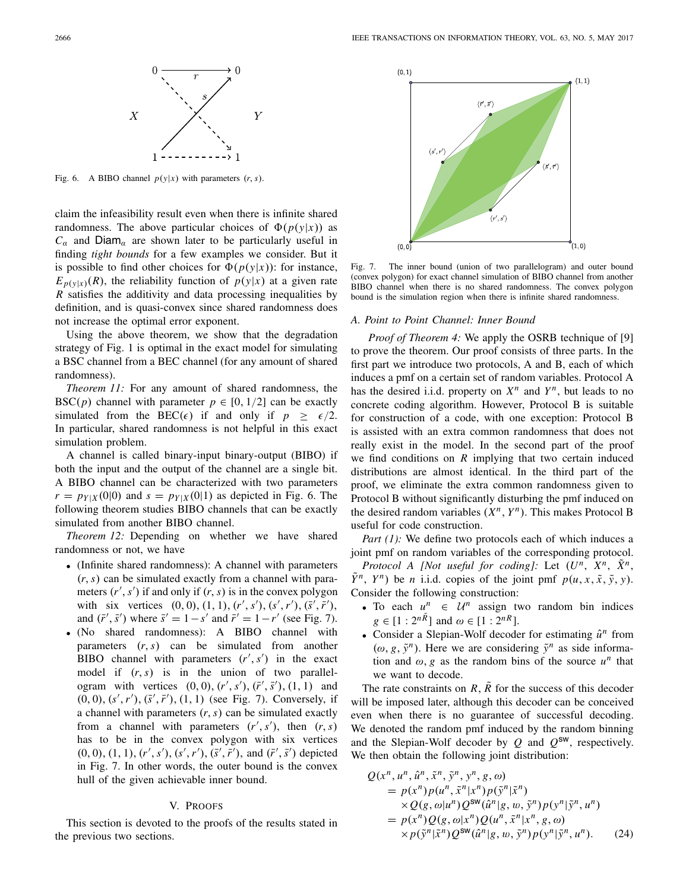Fig. 6. A BIBO channel $p(y|x)$ with parameters $(r, s)$.

claim the infeasibility result even when there is infinite shared randomness. The above particular choices of $\Phi(p(y|x))$ as $C_\alpha$ and $\mathsf{Diam}_\alpha$ are shown later to be particularly useful in finding *tight bounds* for a few examples we consider. But it is possible to find other choices for $\Phi(p(y|x))$: for instance, $E_{p(y|x)}(R)$, the reliability function of $p(y|x)$ at a given rate $R$ satisfies the additivity and data processing inequalities by definition, and is quasi-convex since shared randomness does not increase the optimal error exponent.

Using the above theorem, we show that the degradation strategy of Fig. 1 is optimal in the exact model for simulating a BSC channel from a BEC channel (for any amount of shared randomness).

*Theorem 11:* For any amount of shared randomness, the BSC($p$) channel with parameter $p \in [0, 1/2]$ can be exactly simulated from the BEC($\epsilon$) if and only if $p \geq \epsilon/2$. In particular, shared randomness is not helpful in this exact simulation problem.

A channel is called binary-input binary-output (BIBO) if both the input and the output of the channel are a single bit. A BIBO channel can be characterized with two parameters $r = p_{Y|X}(0|0)$ and $s = p_{Y|X}(0|1)$ as depicted in Fig. 6. The following theorem studies BIBO channels that can be exactly simulated from another BIBO channel.

*Theorem 12:* Depending on whether we have shared randomness or not, we have

- (Infinite shared randomness): A channel with parameters $(r, s)$ can be simulated exactly from a channel with parameters $(r', s')$ if and only if $(r, s)$ is in the convex polygon with six vertices $(0, 0)$, $(1, 1)$, $(r', s')$, $(s', r')$, $(\bar{s}', \bar{r}')$, and $(\bar{r}', \bar{s}')$ where $\bar{s}' = 1 - s'$ and $\bar{r}' = 1 - r'$ (see Fig. 7).
- (No shared randomness): A BIBO channel with parameters $(r, s)$ can be simulated from another BIBO channel with parameters $(r', s')$ in the exact model if $(r, s)$ is in the union of two parallelogram with vertices $(0, 0)$, $(r', s')$, $(\bar{r}', \bar{s}')$, $(1, 1)$ and $(0, 0)$, $(s', r')$, $(\bar{s}', \bar{r}')$, $(1, 1)$ (see Fig. 7). Conversely, if a channel with parameters $(r, s)$ can be simulated exactly from a channel with parameters $(r', s')$, then $(r, s)$ has to be in the convex polygon with six vertices $(0, 0)$, $(1, 1)$, $(r', s')$, $(s', r')$, $(\bar{s}', \bar{r}')$, and $(\bar{r}', \bar{s}')$ depicted in Fig. 7. In other words, the outer bound is the convex hull of the given achievable inner bound.

Fig. 7. The inner bound (union of two parallelogram) and outer bound (convex polygon) for exact channel simulation of BIBO channel from another BIBO channel when there is no shared randomness. The convex polygon bound is the simulation region when there is infinite shared randomness.

## V. Proofs

This section is devoted to the proofs of the results stated in the previous two sections.

### A. Point to Point Channel: Inner Bound

*Proof of Theorem 4:* We apply the OSRB technique of [9] to prove the theorem. Our proof consists of three parts. In the first part we introduce two protocols, A and B, each of which induces a pmf on a certain set of random variables. Protocol A has the desired i.i.d. property on $X^n$ and $Y^n$, but leads to no concrete coding algorithm. However, Protocol B is suitable for construction of a code, with one exception: Protocol B is assisted with an extra common randomness that does not really exist in the model. In the second part of the proof we find conditions on $R$ implying that two certain induced distributions are almost identical. In the third part of the proof, we eliminate the extra common randomness given to Protocol B without significantly disturbing the pmf induced on the desired random variables $(X^n, Y^n)$. This makes Protocol B useful for code construction.

*Part (1):* We define two protocols each of which induces a joint pmf on random variables of the corresponding protocol.

*Protocol A [Not useful for coding]:* Let $(U^n, X^n, \tilde{X}^n, \tilde{Y}^n, Y^n)$ be $n$ i.i.d. copies of the joint pmf $p(u, x, \tilde{x}, \tilde{y}, y)$. Consider the following construction:

- To each $u^n \in \mathcal{U}^n$ assign two random bin indices $g \in [1 : 2^{n\tilde{R}}]$ and $\omega \in [1 : 2^{nR}]$.
- Consider a Slepian-Wolf decoder for estimating $\hat{u}^n$ from $(\omega, g, \tilde{y}^n)$. Here we are considering $\tilde{y}^n$ as side information and $\omega, g$ as the random bins of the source $u^n$ that we want to decode.

The rate constraints on $R, \tilde{R}$ for the success of this decoder will be imposed later, although this decoder can be conceived even when there is no guarantee of successful decoding. We denoted the random pmf induced by the random binning and the Slepian-Wolf decoder by $Q$ and $Q^{\mathsf{SW}}$, respectively. We then obtain the following joint distribution:

$$
\begin{aligned}
Q(&x^n, u^n, \hat{u}^n, \tilde{x}^n, \tilde{y}^n, y^n, g, \omega) \\
&= p(x^n)p(u^n, \tilde{x}^n|x^n)p(\tilde{y}^n|\tilde{x}^n) \\
&\quad \times Q(g, \omega|u^n)Q^{\mathsf{SW}}(\hat{u}^n|g, w, \tilde{y}^n)p(y^n|\tilde{y}^n, u^n) \\
&= p(x^n)Q(g, \omega|x^n)Q(u^n, \tilde{x}^n|x^n, g, \omega) \\
&\quad \times p(\tilde{y}^n|\tilde{x}^n)Q^{\mathsf{SW}}(\hat{u}^n|g, w, \tilde{y}^n)p(y^n|\tilde{y}^n, u^n). \qquad (24)
\end{aligned}
$$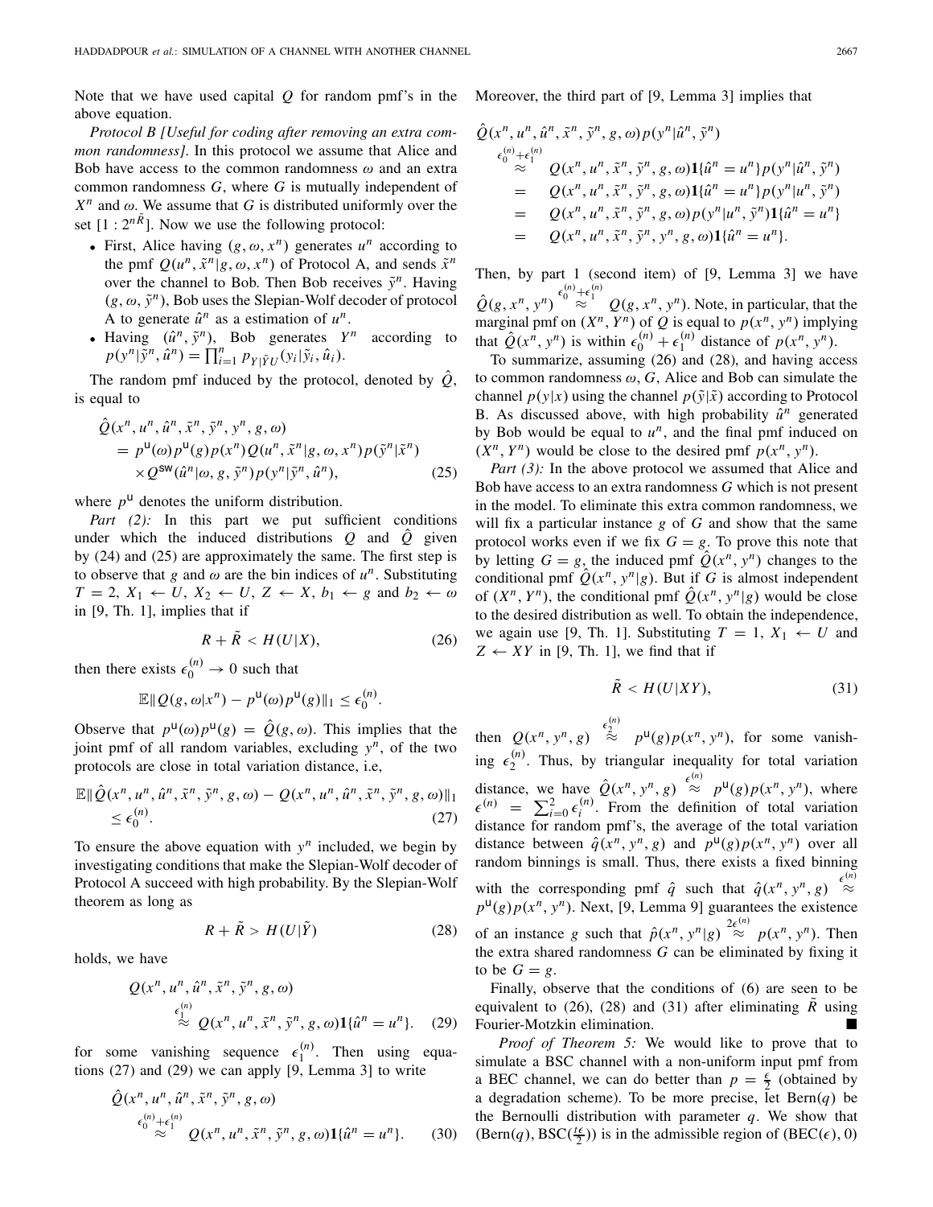Note that we have used capital $Q$ for random pmf's in the above equation.

*Protocol B [Useful for coding after removing an extra common randomness].* In this protocol we assume that Alice and Bob have access to the common randomness $\omega$ and an extra common randomness $G$, where $G$ is mutually independent of $X^n$ and $\omega$. We assume that $G$ is distributed uniformly over the set $[1 : 2^{n\tilde{R}}]$. Now we use the following protocol:

- First, Alice having $(g, \omega, x^n)$ generates $u^n$ according to the pmf $Q(u^n, \tilde{x}^n | g, \omega, x^n)$ of Protocol A, and sends $\tilde{x}^n$ over the channel to Bob. Then Bob receives $\tilde{y}^n$. Having $(g, \omega, \tilde{y}^n)$, Bob uses the Slepian-Wolf decoder of protocol A to generate $\hat{u}^n$ as a estimation of $u^n$.
- Having $(\hat{u}^n, \tilde{y}^n)$, Bob generates $Y^n$ according to $p(y^n|\tilde{y}^n, \hat{u}^n) = \prod_{i=1}^n p_{Y|\tilde{Y}U}(y_i|\tilde{y}_i, \hat{u}_i)$.

The random pmf induced by the protocol, denoted by $\hat{Q}$, is equal to

$$\begin{aligned}
&\hat{Q}(x^n, u^n, \hat{u}^n, \tilde{x}^n, \tilde{y}^n, y^n, g, \omega) \\
&\quad = p^{\mathsf{U}}(\omega) p^{\mathsf{U}}(g) p(x^n) Q(u^n, \tilde{x}^n | g, \omega, x^n) p(\tilde{y}^n|\tilde{x}^n) \\
&\quad \times Q^{\mathsf{SW}}(\hat{u}^n|\omega, g, \tilde{y}^n) p(y^n|\tilde{y}^n, \hat{u}^n), \qquad (25)
\end{aligned}$$

where $p^{\mathsf{U}}$ denotes the uniform distribution.

*Part (2):* In this part we put sufficient conditions under which the induced distributions $Q$ and $\hat{Q}$ given by (24) and (25) are approximately the same. The first step is to observe that $g$ and $\omega$ are the bin indices of $u^n$. Substituting $T = 2$, $X_1 \leftarrow U$, $X_2 \leftarrow U$, $Z \leftarrow X$, $b_1 \leftarrow g$ and $b_2 \leftarrow \omega$ in [9, Th. 1], implies that if

$$R + \tilde{R} < H(U|X), \qquad (26)$$

then there exists $\epsilon_0^{(n)} \to 0$ such that

$$\mathbb{E}\| Q(g, \omega | x^n) - p^{\mathsf{U}}(\omega) p^{\mathsf{U}}(g) \|_1 \leq \epsilon_0^{(n)}.$$

Observe that $p^{\mathsf{U}}(\omega) p^{\mathsf{U}}(g) = \hat{Q}(g, \omega)$. This implies that the joint pmf of all random variables, excluding $y^n$, of the two protocols are close in total variation distance, i.e,

$$\begin{aligned}
&\mathbb{E}\| \hat{Q}(x^n, u^n, \hat{u}^n, \tilde{x}^n, \tilde{y}^n, g, \omega) - Q(x^n, u^n, \hat{u}^n, \tilde{x}^n, \tilde{y}^n, g, \omega) \|_1 \\
&\quad \leq \epsilon_0^{(n)}. \qquad (27)
\end{aligned}$$

To ensure the above equation with $y^n$ included, we begin by investigating conditions that make the Slepian-Wolf decoder of Protocol A succeed with high probability. By the Slepian-Wolf theorem as long as

$$R + \tilde{R} > H(U|\tilde{Y}) \qquad (28)$$

holds, we have

$$\begin{aligned}
&Q(x^n, u^n, \hat{u}^n, \tilde{x}^n, \tilde{y}^n, g, \omega) \\
&\quad \overset{\epsilon_1^{(n)}}{\approx} Q(x^n, u^n, \tilde{x}^n, \tilde{y}^n, g, \omega) \mathbf{1}\{\hat{u}^n = u^n\}. \qquad (29)
\end{aligned}$$

for some vanishing sequence $\epsilon_1^{(n)}$. Then using equations (27) and (29) we can apply [9, Lemma 3] to write

$$\begin{aligned}
&\hat{Q}(x^n, u^n, \hat{u}^n, \tilde{x}^n, \tilde{y}^n, g, \omega) \\
&\quad \overset{\epsilon_0^{(n)}+\epsilon_1^{(n)}}{\approx} Q(x^n, u^n, \tilde{x}^n, \tilde{y}^n, g, \omega) \mathbf{1}\{\hat{u}^n = u^n\}. \qquad (30)
\end{aligned}$$

Moreover, the third part of [9, Lemma 3] implies that

$$\begin{aligned}
&\hat{Q}(x^n, u^n, \hat{u}^n, \tilde{x}^n, \tilde{y}^n, g, \omega) p(y^n|\hat{u}^n, \tilde{y}^n) \\
&\overset{\epsilon_0^{(n)}+\epsilon_1^{(n)}}{\approx} \quad Q(x^n, u^n, \tilde{x}^n, \tilde{y}^n, g, \omega) \mathbf{1}\{\hat{u}^n = u^n\} p(y^n|\hat{u}^n, \tilde{y}^n) \\
&= \quad Q(x^n, u^n, \tilde{x}^n, \tilde{y}^n, g, \omega) \mathbf{1}\{\hat{u}^n = u^n\} p(y^n|u^n, \tilde{y}^n) \\
&= \quad Q(x^n, u^n, \tilde{x}^n, \tilde{y}^n, g, \omega) p(y^n|u^n, \tilde{y}^n) \mathbf{1}\{\hat{u}^n = u^n\} \\
&= \quad Q(x^n, u^n, \tilde{x}^n, \tilde{y}^n, y^n, g, \omega) \mathbf{1}\{\hat{u}^n = u^n\}.
\end{aligned}$$

Then, by part 1 (second item) of [9, Lemma 3] we have $\hat{Q}(g, x^n, y^n) \overset{\epsilon_0^{(n)}+\epsilon_1^{(n)}}{\approx} Q(g, x^n, y^n)$. Note, in particular, that the marginal pmf on $(X^n, Y^n)$ of $Q$ is equal to $p(x^n, y^n)$ implying that $\hat{Q}(x^n, y^n)$ is within $\epsilon_0^{(n)} + \epsilon_1^{(n)}$ distance of $p(x^n, y^n)$.

To summarize, assuming (26) and (28), and having access to common randomness $\omega, G$, Alice and Bob can simulate the channel $p(y|x)$ using the channel $p(\tilde{y}|\tilde{x})$ according to Protocol B. As discussed above, with high probability $\hat{u}^n$ generated by Bob would be equal to $u^n$, and the final pmf induced on $(X^n, Y^n)$ would be close to the desired pmf $p(x^n, y^n)$.

*Part (3):* In the above protocol we assumed that Alice and Bob have access to an extra randomness $G$ which is not present in the model. To eliminate this extra common randomness, we will fix a particular instance $g$ of $G$ and show that the same protocol works even if we fix $G = g$. To prove this note that by letting $G = g$, the induced pmf $\hat{Q}(x^n, y^n)$ changes to the conditional pmf $\hat{Q}(x^n, y^n|g)$. But if $G$ is almost independent of $(X^n, Y^n)$, the conditional pmf $\hat{Q}(x^n, y^n|g)$ would be close to the desired distribution as well. To obtain the independence, we again use [9, Th. 1]. Substituting $T = 1$, $X_1 \leftarrow U$ and $Z \leftarrow XY$ in [9, Th. 1], we find that if

$$\tilde{R} < H(U|XY), \qquad (31)$$

then $Q(x^n, y^n, g) \overset{\epsilon_2^{(n)}}{\approx} p^{\mathsf{U}}(g) p(x^n, y^n)$, for some vanishing $\epsilon_2^{(n)}$. Thus, by triangular inequality for total variation distance, we have $\hat{Q}(x^n, y^n, g) \overset{\epsilon^{(n)}}{\approx} p^{\mathsf{U}}(g) p(x^n, y^n)$, where $\epsilon^{(n)} = \sum_{i=0}^2 \epsilon_i^{(n)}$. From the definition of total variation distance for random pmf's, the average of the total variation distance between $\hat{q}(x^n, y^n, g)$ and $p^{\mathsf{U}}(g) p(x^n, y^n)$ over all random binnings is small. Thus, there exists a fixed binning with the corresponding pmf $\hat{q}$ such that $\hat{q}(x^n, y^n, g) \overset{\epsilon^{(n)}}{\approx} p^{\mathsf{U}}(g) p(x^n, y^n)$. Next, [9, Lemma 9] guarantees the existence of an instance $g$ such that $\hat{p}(x^n, y^n|g) \overset{2\epsilon^{(n)}}{\approx} p(x^n, y^n)$. Then the extra shared randomness $G$ can be eliminated by fixing it to be $G = g$.

Finally, observe that the conditions of (6) are seen to be equivalent to (26), (28) and (31) after eliminating $\tilde{R}$ using Fourier-Motzkin elimination. ■

*Proof of Theorem 5:* We would like to prove that to simulate a BSC channel with a non-uniform input pmf from a BEC channel, we can do better than $p = \frac{\epsilon}{2}$ (obtained by a degradation scheme). To be more precise, let $\text{Bern}(q)$ be the Bernoulli distribution with parameter $q$. We show that $(\text{Bern}(q), \text{BSC}(\frac{\epsilon}{2}))$ is in the admissible region of $(\text{BEC}(\epsilon), 0)$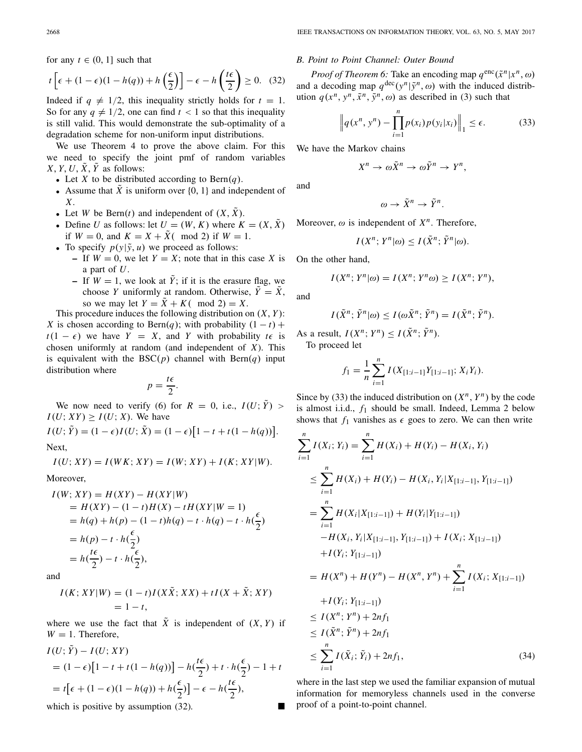for any $t \in (0, 1]$ such that

$$t\left[\epsilon + (1-\epsilon)(1-h(q)) + h\left(\frac{\epsilon}{2}\right)\right] - \epsilon - h\left(\frac{t\epsilon}{2}\right) \geq 0. \quad (32)$$

Indeed if $q \neq 1/2$, this inequality strictly holds for $t = 1$. So for any $q \neq 1/2$, one can find $t < 1$ so that this inequality is still valid. This would demonstrate the sub-optimality of a degradation scheme for non-uniform input distributions.

We use Theorem 4 to prove the above claim. For this we need to specify the joint pmf of random variables $X, Y, U, \tilde{X}, \tilde{Y}$ as follows:

- Let $X$ to be distributed according to Bern($q$).
- Assume that $\tilde{X}$ is uniform over $\{0, 1\}$ and independent of $X$.
- Let $W$ be Bern($t$) and independent of $(X, \tilde{X})$.
- Define $U$ as follows: let $U = (W, K)$ where $K = (X, \tilde{X})$ if $W = 0$, and $K = X + \tilde{X}(\mod 2)$ if $W = 1$.
- To specify $p(y|\tilde{y}, u)$ we proceed as follows:
  - If $W = 0$, we let $Y = X$; note that in this case $X$ is a part of $U$.
  - If $W = 1$, we look at $\tilde{Y}$; if it is the erasure flag, we choose $Y$ uniformly at random. Otherwise, $\tilde{Y} = \tilde{X}$, so we may let $Y = \tilde{X} + K(\mod 2) = X$.

This procedure induces the following distribution on $(X, Y)$: $X$ is chosen according to Bern($q$); with probability $(1-t) + t(1-\epsilon)$ we have $Y = X$, and $Y$ with probability $t\epsilon$ is chosen uniformly at random (and independent of $X$). This is equivalent with the BSC($p$) channel with Bern($q$) input distribution where

$$p = \frac{t\epsilon}{2}.$$

We now need to verify (6) for $R = 0$, i.e., $I(U; \tilde{Y}) > I(U; XY) \geq I(U; X)$. We have

$$I(U; \tilde{Y}) = (1-\epsilon)I(U; \tilde{X}) = (1-\epsilon)\left[1 - t + t(1-h(q))\right].$$

Next,

$$I(U; XY) = I(WK; XY) = I(W; XY) + I(K; XY|W).$$

Moreover,

$$\begin{aligned}
I(W; XY) &= H(XY) - H(XY|W) \\
&= H(XY) - (1-t)H(X) - tH(XY|W=1) \\
&= h(q) + h(p) - (1-t)h(q) - t \cdot h(q) - t \cdot h(\frac{\epsilon}{2}) \\
&= h(p) - t \cdot h(\frac{\epsilon}{2}) \\
&= h(\frac{t\epsilon}{2}) - t \cdot h(\frac{\epsilon}{2}),
\end{aligned}$$

and

$$\begin{aligned}
I(K; XY|W) &= (1-t)I(X\tilde{X}; XX) + tI(X + \tilde{X}; XY) \\
&= 1 - t,
\end{aligned}$$

where we use the fact that $\tilde{X}$ is independent of $(X, Y)$ if $W = 1$. Therefore,

$$\begin{aligned}
&I(U; \tilde{Y}) - I(U; XY) \\
&= (1-\epsilon)\left[1 - t + t(1-h(q))\right] - h(\frac{t\epsilon}{2}) + t \cdot h(\frac{\epsilon}{2}) - 1 + t \\
&= t\left[\epsilon + (1-\epsilon)(1-h(q)) + h(\frac{\epsilon}{2})\right] - \epsilon - h(\frac{t\epsilon}{2}),
\end{aligned}$$

which is positive by assumption (32). ∎

### B. Point to Point Channel: Outer Bound

*Proof of Theorem 6:* Take an encoding map $q^{\text{enc}}(\tilde{x}^n|x^n, \omega)$ and a decoding map $q^{\text{dec}}(y^n|\tilde{y}^n, \omega)$ with the induced distribution $q(x^n, y^n, \tilde{x}^n, \tilde{y}^n, \omega)$ as described in (3) such that

$$\left\| q(x^n, y^n) - \prod_{i=1}^{n} p(x_i)p(y_i|x_i) \right\|_1 \leq \epsilon. \quad (33)$$

We have the Markov chains

$$X^n \to \omega\tilde{X}^n \to \omega\tilde{Y}^n \to Y^n,$$

and

$$\omega \to \tilde{X}^n \to \tilde{Y}^n.$$

Moreover, $\omega$ is independent of $X^n$. Therefore,

$$I(X^n; Y^n|\omega) \leq I(\tilde{X}^n; \tilde{Y}^n|\omega).$$

On the other hand,

$$I(X^n; Y^n|\omega) = I(X^n; Y^n\omega) \geq I(X^n; Y^n),$$

and

$$I(\tilde{X}^n; \tilde{Y}^n|\omega) \leq I(\omega\tilde{X}^n; \tilde{Y}^n) = I(\tilde{X}^n; \tilde{Y}^n).$$

As a result, $I(X^n; Y^n) \leq I(\tilde{X}^n; \tilde{Y}^n)$.

To proceed let

$$f_1 = \frac{1}{n}\sum_{i=1}^{n} I(X_{[1:i-1]}Y_{[1:i-1]}; X_iY_i).$$

Since by (33) the induced distribution on $(X^n, Y^n)$ by the code is almost i.i.d., $f_1$ should be small. Indeed, Lemma 2 below shows that $f_1$ vanishes as $\epsilon$ goes to zero. We can then write

$$\begin{aligned}
\sum_{i=1}^{n} I(X_i; Y_i) &= \sum_{i=1}^{n} H(X_i) + H(Y_i) - H(X_i, Y_i) \\
&\leq \sum_{i=1}^{n} H(X_i) + H(Y_i) - H(X_i, Y_i|X_{[1:i-1]}, Y_{[1:i-1]}) \\
&= \sum_{i=1}^{n} H(X_i|X_{[1:i-1]}) + H(Y_i|Y_{[1:i-1]}) \\
&\quad - H(X_i, Y_i|X_{[1:i-1]}, Y_{[1:i-1]}) + I(X_i; X_{[1:i-1]}) \\
&\quad + I(Y_i; Y_{[1:i-1]}) \\
&= H(X^n) + H(Y^n) - H(X^n, Y^n) + \sum_{i=1}^{n} I(X_i; X_{[1:i-1]}) \\
&\quad + I(Y_i; Y_{[1:i-1]}) \\
&\leq I(X^n; Y^n) + 2nf_1 \\
&\leq I(\tilde{X}^n; \tilde{Y}^n) + 2nf_1 \\
&\leq \sum_{i=1}^{n} I(\tilde{X}_i; \tilde{Y}_i) + 2nf_1,
\end{aligned} \quad (34)$$

where in the last step we used the familiar expansion of mutual information for memoryless channels used in the converse proof of a point-to-point channel.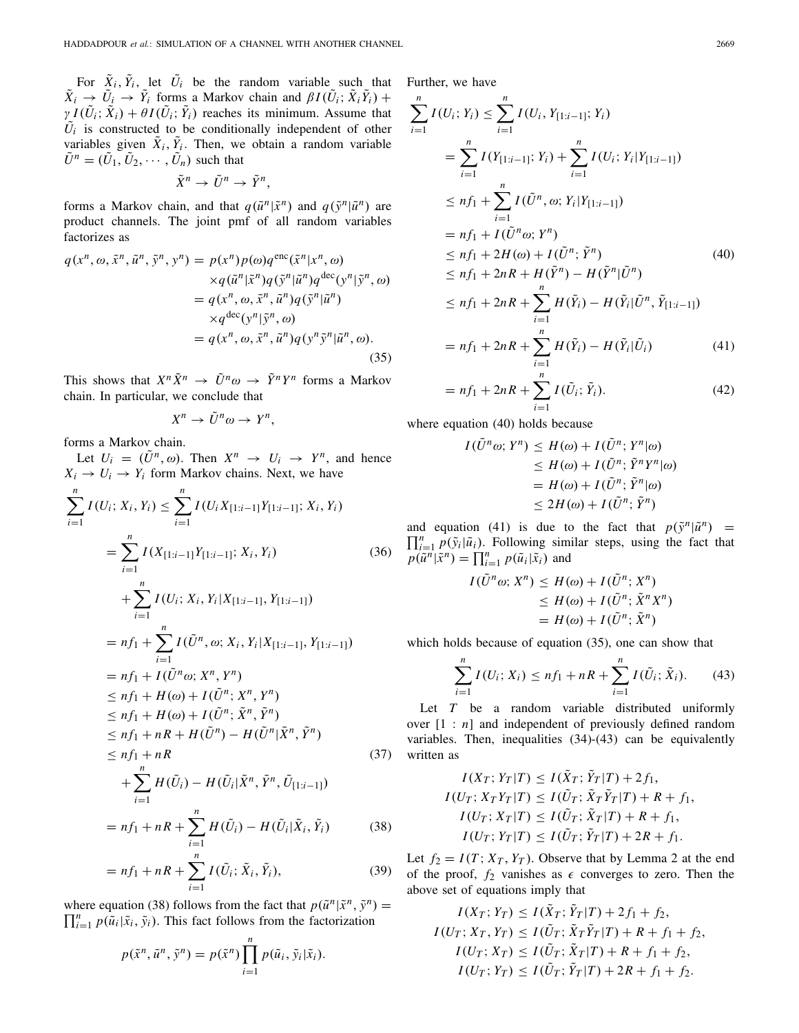For $\tilde{X}_i, \tilde{Y}_i$, let $\tilde{U}_i$ be the random variable such that $\tilde{X}_i \to \tilde{U}_i \to \tilde{Y}_i$ forms a Markov chain and $\beta I(\tilde{U}_i; \tilde{X}_i\tilde{Y}_i) + \gamma I(\tilde{U}_i; \tilde{X}_i) + \theta I(\tilde{U}_i; \tilde{Y}_i)$ reaches its minimum. Assume that $\tilde{U}_i$ is constructed to be conditionally independent of other variables given $\tilde{X}_i, \tilde{Y}_i$. Then, we obtain a random variable $\tilde{U}^n = (\tilde{U}_1, \tilde{U}_2, \cdots, \tilde{U}_n)$ such that

$$\tilde{X}^n \to \tilde{U}^n \to \tilde{Y}^n,$$

forms a Markov chain, and that $q(\tilde{u}^n|\tilde{x}^n)$ and $q(\tilde{y}^n|\tilde{u}^n)$ are product channels. The joint pmf of all random variables factorizes as

$$\begin{aligned}
q(x^n, \omega, \tilde{x}^n, \tilde{u}^n, \tilde{y}^n, y^n) &= p(x^n)p(\omega)q^{\text{enc}}(\tilde{x}^n|x^n, \omega) \\
&\quad \times q(\tilde{u}^n|\tilde{x}^n)q(\tilde{y}^n|\tilde{u}^n)q^{\text{dec}}(y^n|\tilde{y}^n, \omega) \\
&= q(x^n, \omega, \tilde{x}^n, \tilde{u}^n)q(\tilde{y}^n|\tilde{u}^n) \\
&\quad \times q^{\text{dec}}(y^n|\tilde{y}^n, \omega) \\
&= q(x^n, \omega, \tilde{x}^n, \tilde{u}^n)q(y^n\tilde{y}^n|\tilde{u}^n, \omega).
\end{aligned} \tag{35}$$

This shows that $X^n\tilde{X}^n \to \tilde{U}^n\omega \to \tilde{Y}^nY^n$ forms a Markov chain. In particular, we conclude that

$$X^n \to \tilde{U}^n\omega \to Y^n,$$

forms a Markov chain.

Let $U_i = (\tilde{U}^n, \omega)$. Then $X^n \to U_i \to Y^n$, and hence $X_i \to U_i \to Y_i$ form Markov chains. Next, we have

$$\begin{aligned}
\sum_{i=1}^{n} I(U_i; X_i, Y_i) &\leq \sum_{i=1}^{n} I(U_iX_{[1:i-1]}Y_{[1:i-1]}; X_i, Y_i) \\
&= \sum_{i=1}^{n} I(X_{[1:i-1]}Y_{[1:i-1]}; X_i, Y_i) && (36) \\
&\quad + \sum_{i=1}^{n} I(U_i; X_i, Y_i|X_{[1:i-1]}, Y_{[1:i-1]}) \\
&= nf_1 + \sum_{i=1}^{n} I(\tilde{U}^n, \omega; X_i, Y_i|X_{[1:i-1]}, Y_{[1:i-1]}) \\
&= nf_1 + I(\tilde{U}^n\omega; X^n, Y^n) \\
&\leq nf_1 + H(\omega) + I(\tilde{U}^n; X^n, Y^n) \\
&\leq nf_1 + H(\omega) + I(\tilde{U}^n; \tilde{X}^n, \tilde{Y}^n) \\
&\leq nf_1 + nR + H(\tilde{U}^n) - H(\tilde{U}^n|\tilde{X}^n, \tilde{Y}^n) \\
&\leq nf_1 + nR && (37) \\
&\quad + \sum_{i=1}^{n} H(\tilde{U}_i) - H(\tilde{U}_i|\tilde{X}^n, \tilde{Y}^n, \tilde{U}_{[1:i-1]}) \\
&= nf_1 + nR + \sum_{i=1}^{n} H(\tilde{U}_i) - H(\tilde{U}_i|\tilde{X}_i, \tilde{Y}_i) && (38) \\
&= nf_1 + nR + \sum_{i=1}^{n} I(\tilde{U}_i; \tilde{X}_i, \tilde{Y}_i), && (39)
\end{aligned}$$

where equation (38) follows from the fact that $p(\tilde{u}^n|\tilde{x}^n, \tilde{y}^n) = \prod_{i=1}^{n} p(\tilde{u}_i|\tilde{x}_i, \tilde{y}_i)$. This fact follows from the factorization

$$p(\tilde{x}^n, \tilde{u}^n, \tilde{y}^n) = p(\tilde{x}^n)\prod_{i=1}^{n} p(\tilde{u}_i, \tilde{y}_i|\tilde{x}_i).$$

Further, we have

$$\begin{aligned}
\sum_{i=1}^{n} I(U_i; Y_i) &\leq \sum_{i=1}^{n} I(U_i, Y_{[1:i-1]}; Y_i) \\
&= \sum_{i=1}^{n} I(Y_{[1:i-1]}; Y_i) + \sum_{i=1}^{n} I(U_i; Y_i|Y_{[1:i-1]}) \\
&\leq nf_1 + \sum_{i=1}^{n} I(\tilde{U}^n, \omega; Y_i|Y_{[1:i-1]}) \\
&= nf_1 + I(\tilde{U}^n\omega; Y^n) \\
&\leq nf_1 + 2H(\omega) + I(\tilde{U}^n; \tilde{Y}^n) && (40) \\
&\leq nf_1 + 2nR + H(\tilde{Y}^n) - H(\tilde{Y}^n|\tilde{U}^n) \\
&\leq nf_1 + 2nR + \sum_{i=1}^{n} H(\tilde{Y}_i) - H(\tilde{Y}_i|\tilde{U}^n, \tilde{Y}_{[1:i-1]}) \\
&= nf_1 + 2nR + \sum_{i=1}^{n} H(\tilde{Y}_i) - H(\tilde{Y}_i|\tilde{U}_i) && (41) \\
&= nf_1 + 2nR + \sum_{i=1}^{n} I(\tilde{U}_i; \tilde{Y}_i). && (42)
\end{aligned}$$

where equation (40) holds because

$$\begin{aligned}
I(\tilde{U}^n\omega; Y^n) &\leq H(\omega) + I(\tilde{U}^n; Y^n|\omega) \\
&\leq H(\omega) + I(\tilde{U}^n; \tilde{Y}^nY^n|\omega) \\
&= H(\omega) + I(\tilde{U}^n; \tilde{Y}^n|\omega) \\
&\leq 2H(\omega) + I(\tilde{U}^n; \tilde{Y}^n)
\end{aligned}$$

and equation (41) is due to the fact that $p(\tilde{y}^n|\tilde{u}^n) = \prod_{i=1}^{n} p(\tilde{y}_i|\tilde{u}_i)$. Following similar steps, using the fact that $p(\tilde{u}^n|\tilde{x}^n) = \prod_{i=1}^{n} p(\tilde{u}_i|\tilde{x}_i)$ and

$$\begin{aligned}
I(\tilde{U}^n\omega; X^n) &\leq H(\omega) + I(\tilde{U}^n; X^n) \\
&\leq H(\omega) + I(\tilde{U}^n; \tilde{X}^nX^n) \\
&= H(\omega) + I(\tilde{U}^n; \tilde{X}^n)
\end{aligned}$$

which holds because of equation (35), one can show that

$$\sum_{i=1}^{n} I(U_i; X_i) \leq nf_1 + nR + \sum_{i=1}^{n} I(\tilde{U}_i; \tilde{X}_i). \tag{43}$$

Let $T$ be a random variable distributed uniformly over $[1:n]$ and independent of previously defined random variables. Then, inequalities (34)-(43) can be equivalently written as

$$\begin{aligned}
I(X_T; Y_T|T) &\leq I(\tilde{X}_T; \tilde{Y}_T|T) + 2f_1, \\
I(U_T; X_TY_T|T) &\leq I(\tilde{U}_T; \tilde{X}_T\tilde{Y}_T|T) + R + f_1, \\
I(U_T; X_T|T) &\leq I(\tilde{U}_T; \tilde{X}_T|T) + R + f_1, \\
I(U_T; Y_T|T) &\leq I(\tilde{U}_T; \tilde{Y}_T|T) + 2R + f_1.
\end{aligned}$$

Let $f_2 = I(T; X_T, Y_T)$. Observe that by Lemma 2 at the end of the proof, $f_2$ vanishes as $\epsilon$ converges to zero. Then the above set of equations imply that

$$\begin{aligned}
I(X_T; Y_T) &\leq I(\tilde{X}_T; \tilde{Y}_T|T) + 2f_1 + f_2, \\
I(U_T; X_T, Y_T) &\leq I(\tilde{U}_T; \tilde{X}_T\tilde{Y}_T|T) + R + f_1 + f_2, \\
I(U_T; X_T) &\leq I(\tilde{U}_T; \tilde{X}_T|T) + R + f_1 + f_2, \\
I(U_T; Y_T) &\leq I(\tilde{U}_T; \tilde{Y}_T|T) + 2R + f_1 + f_2.
\end{aligned}$$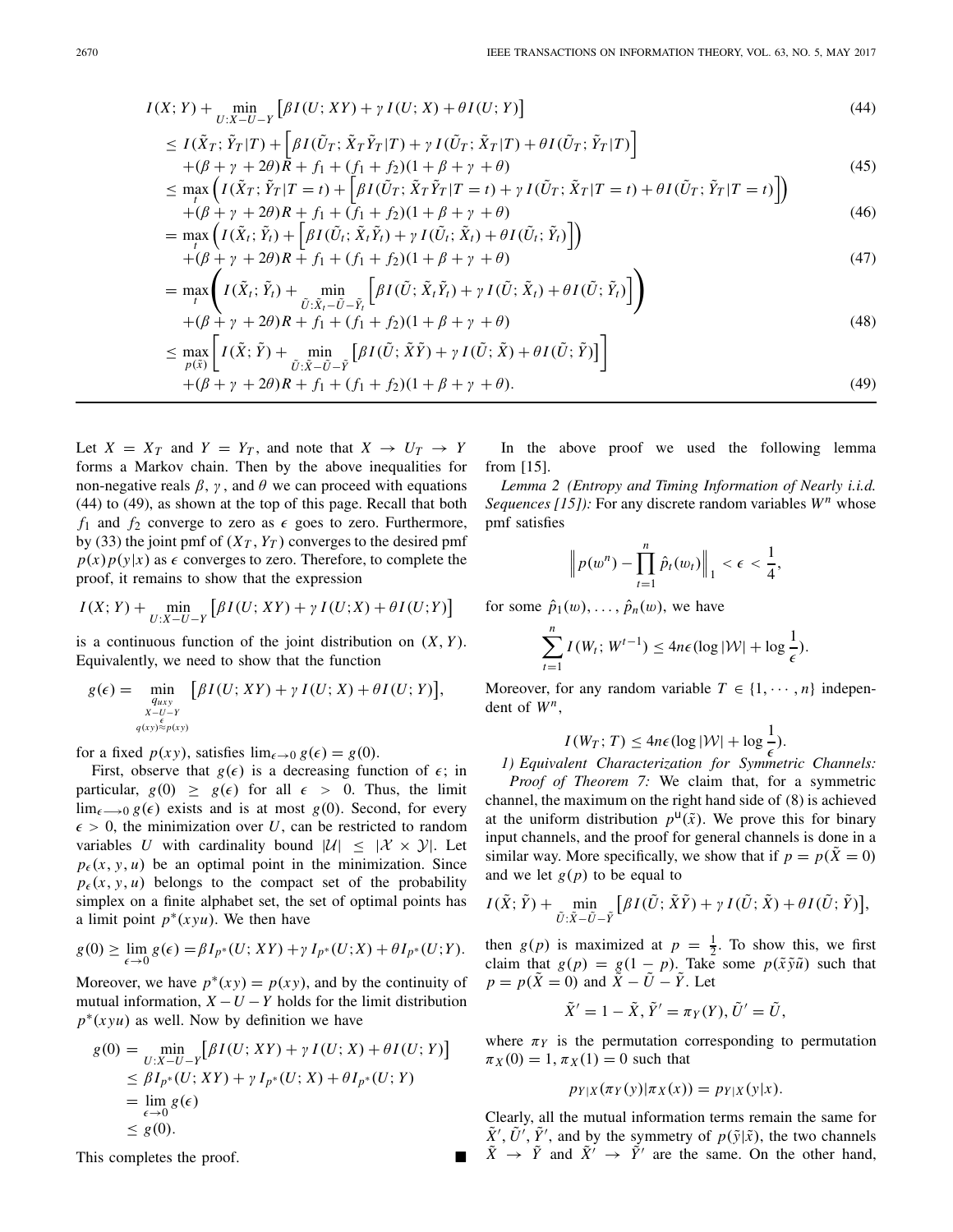$$
\begin{aligned}
&I(X;Y) + \min_{U:X-U-Y} \left[\beta I(U;XY) + \gamma I(U;X) + \theta I(U;Y)\right] && (44)\\
&\leq I(\tilde{X}_T;\tilde{Y}_T|T) + \left[\beta I(\tilde{U}_T;\tilde{X}_T\tilde{Y}_T|T) + \gamma I(\tilde{U}_T;\tilde{X}_T|T) + \theta I(\tilde{U}_T;\tilde{Y}_T|T)\right] \\
&\quad + (\beta+\gamma+2\theta)R + f_1 + (f_1+f_2)(1+\beta+\gamma+\theta) && (45)\\
&\leq \max_t \left( I(\tilde{X}_T;\tilde{Y}_T|T=t) + \left[\beta I(\tilde{U}_T;\tilde{X}_T\tilde{Y}_T|T=t) + \gamma I(\tilde{U}_T;\tilde{X}_T|T=t) + \theta I(\tilde{U}_T;\tilde{Y}_T|T=t)\right]\right) \\
&\quad + (\beta+\gamma+2\theta)R + f_1 + (f_1+f_2)(1+\beta+\gamma+\theta) && (46)\\
&= \max_t \left( I(\tilde{X}_t;\tilde{Y}_t) + \left[\beta I(\tilde{U}_t;\tilde{X}_t\tilde{Y}_t) + \gamma I(\tilde{U}_t;\tilde{X}_t) + \theta I(\tilde{U}_t;\tilde{Y}_t)\right]\right) \\
&\quad + (\beta+\gamma+2\theta)R + f_1 + (f_1+f_2)(1+\beta+\gamma+\theta) && (47)\\
&= \max_t \left( I(\tilde{X}_t;\tilde{Y}_t) + \min_{\tilde{U}:\tilde{X}_t-\tilde{U}-\tilde{Y}_t} \left[\beta I(\tilde{U};\tilde{X}_t\tilde{Y}_t) + \gamma I(\tilde{U};\tilde{X}_t) + \theta I(\tilde{U};\tilde{Y}_t)\right]\right) \\
&\quad + (\beta+\gamma+2\theta)R + f_1 + (f_1+f_2)(1+\beta+\gamma+\theta) && (48)\\
&\leq \max_{p(\tilde{x})} \left[ I(\tilde{X};\tilde{Y}) + \min_{\tilde{U}:\tilde{X}-\tilde{U}-\tilde{Y}} \left[\beta I(\tilde{U};\tilde{X}\tilde{Y}) + \gamma I(\tilde{U};\tilde{X}) + \theta I(\tilde{U};\tilde{Y})\right]\right] \\
&\quad + (\beta+\gamma+2\theta)R + f_1 + (f_1+f_2)(1+\beta+\gamma+\theta). && (49)
\end{aligned}
$$

Let $X = X_T$ and $Y = Y_T$, and note that $X \to U_T \to Y$ forms a Markov chain. Then by the above inequalities for non-negative reals $\beta$, $\gamma$, and $\theta$ we can proceed with equations (44) to (49), as shown at the top of this page. Recall that both $f_1$ and $f_2$ converge to zero as $\epsilon$ goes to zero. Furthermore, by (33) the joint pmf of $(X_T, Y_T)$ converges to the desired pmf $p(x)p(y|x)$ as $\epsilon$ converges to zero. Therefore, to complete the proof, it remains to show that the expression

$$I(X;Y) + \min_{U:X-U-Y} \left[\beta I(U;XY) + \gamma I(U;X) + \theta I(U;Y)\right]$$

is a continuous function of the joint distribution on $(X, Y)$. Equivalently, we need to show that the function

$$g(\epsilon) = \min_{\substack{q_{uxy} \\ X-U-Y \\ q(xy)\overset{\epsilon}{\approx}p(xy)}} \left[\beta I(U;XY) + \gamma I(U;X) + \theta I(U;Y)\right],$$

for a fixed $p(xy)$, satisfies $\lim_{\epsilon\to 0} g(\epsilon) = g(0)$.

First, observe that $g(\epsilon)$ is a decreasing function of $\epsilon$; in particular, $g(0) \geq g(\epsilon)$ for all $\epsilon > 0$. Thus, the limit $\lim_{\epsilon\longrightarrow 0} g(\epsilon)$ exists and is at most $g(0)$. Second, for every $\epsilon > 0$, the minimization over $U$, can be restricted to random variables $U$ with cardinality bound $|\mathcal{U}| \leq |\mathcal{X}\times\mathcal{Y}|$. Let $p_\epsilon(x, y, u)$ be an optimal point in the minimization. Since $p_\epsilon(x, y, u)$ belongs to the compact set of the probability simplex on a finite alphabet set, the set of optimal points has a limit point $p^*(xyu)$. We then have

$$g(0) \geq \lim_{\epsilon\to 0} g(\epsilon) = \beta I_{p^*}(U;XY) + \gamma I_{p^*}(U;X) + \theta I_{p^*}(U;Y).$$

Moreover, we have $p^*(xy) = p(xy)$, and by the continuity of mutual information, $X - U - Y$ holds for the limit distribution $p^*(xyu)$ as well. Now by definition we have

$$
\begin{aligned}
g(0) &= \min_{U:X-U-Y}\left[\beta I(U;XY) + \gamma I(U;X) + \theta I(U;Y)\right] \\
&\leq \beta I_{p^*}(U;XY) + \gamma I_{p^*}(U;X) + \theta I_{p^*}(U;Y) \\
&= \lim_{\epsilon\to 0} g(\epsilon) \\
&\leq g(0).
\end{aligned}
$$

This completes the proof. ∎

In the above proof we used the following lemma from [15].

*Lemma 2 (Entropy and Timing Information of Nearly i.i.d. Sequences [15]):* For any discrete random variables $W^n$ whose pmf satisfies

$$\left\| p(w^n) - \prod_{t=1}^{n} \hat{p}_t(w_t) \right\|_1 < \epsilon < \frac{1}{4},$$

for some $\hat{p}_1(w), \ldots, \hat{p}_n(w)$, we have

$$\sum_{t=1}^{n} I(W_t; W^{t-1}) \leq 4n\epsilon(\log|\mathcal{W}| + \log\frac{1}{\epsilon}).$$

Moreover, for any random variable $T \in \{1, \cdots, n\}$ independent of $W^n$,

$$I(W_T; T) \leq 4n\epsilon(\log|\mathcal{W}| + \log\frac{1}{\epsilon}).$$

*1) Equivalent Characterization for Symmetric Channels:*

*Proof of Theorem 7:* We claim that, for a symmetric channel, the maximum on the right hand side of (8) is achieved at the uniform distribution $p^{\mathsf{U}}(\tilde{x})$. We prove this for binary input channels, and the proof for general channels is done in a similar way. More specifically, we show that if $p = p(\tilde{X} = 0)$ and we let $g(p)$ to be equal to

$$I(\tilde{X};\tilde{Y}) + \min_{\tilde{U}:\tilde{X}-\tilde{U}-\tilde{Y}} \left[\beta I(\tilde{U};\tilde{X}\tilde{Y}) + \gamma I(\tilde{U};\tilde{X}) + \theta I(\tilde{U};\tilde{Y})\right],$$

then $g(p)$ is maximized at $p = \frac{1}{2}$. To show this, we first claim that $g(p) = g(1-p)$. Take some $p(\tilde{x}\tilde{y}\tilde{u})$ such that $p = p(\tilde{X} = 0)$ and $\tilde{X} - \tilde{U} - \tilde{Y}$. Let

$$\tilde{X}' = 1 - \tilde{X},\, \tilde{Y}' = \pi_Y(Y),\, \tilde{U}' = \tilde{U},$$

where $\pi_Y$ is the permutation corresponding to permutation $\pi_X(0) = 1, \pi_X(1) = 0$ such that

$$p_{Y|X}(\pi_Y(y)|\pi_X(x)) = p_{Y|X}(y|x).$$

Clearly, all the mutual information terms remain the same for $\tilde{X}', \tilde{U}', \tilde{Y}'$, and by the symmetry of $p(\tilde{y}|\tilde{x})$, the two channels $\tilde{X} \to \tilde{Y}$ and $\tilde{X}' \to \tilde{Y}'$ are the same. On the other hand,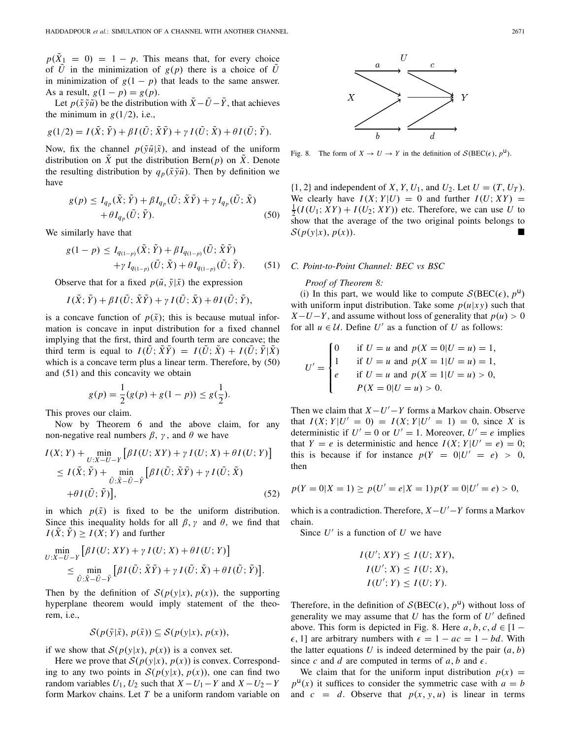$p(\tilde{X}_1 = 0) = 1 - p$. This means that, for every choice of $\tilde{U}$ in the minimization of $g(p)$ there is a choice of $\tilde{U}$ in minimization of $g(1-p)$ that leads to the same answer. As a result, $g(1-p) = g(p)$.

Let $p(\tilde{x}\tilde{y}\tilde{u})$ be the distribution with $\tilde{X} - \tilde{U} - \tilde{Y}$, that achieves the minimum in $g(1/2)$, i.e.,

$$g(1/2) = I(\tilde{X}; \tilde{Y}) + \beta I(\tilde{U}; \tilde{X}\tilde{Y}) + \gamma I(\tilde{U}; \tilde{X}) + \theta I(\tilde{U}; \tilde{Y}).$$

Now, fix the channel $p(\tilde{y}\tilde{u}|\tilde{x})$, and instead of the uniform distribution on $\tilde{X}$ put the distribution Bern$(p)$ on $\tilde{X}$. Denote the resulting distribution by $q_p(\tilde{x}\tilde{y}\tilde{u})$. Then by definition we have

$$g(p) \leq I_{q_p}(\tilde{X}; \tilde{Y}) + \beta I_{q_p}(\tilde{U}; \tilde{X}\tilde{Y}) + \gamma I_{q_p}(\tilde{U}; \tilde{X}) + \theta I_{q_p}(\tilde{U}; \tilde{Y}). \quad (50)$$

We similarly have that

$$g(1-p) \leq I_{q_{(1-p)}}(\tilde{X}; \tilde{Y}) + \beta I_{q_{(1-p)}}(\tilde{U}; \tilde{X}\tilde{Y}) + \gamma I_{q_{(1-p)}}(\tilde{U}; \tilde{X}) + \theta I_{q_{(1-p)}}(\tilde{U}; \tilde{Y}). \quad (51)$$

Observe that for a fixed $p(\tilde{u}, \tilde{y}|\tilde{x})$ the expression

$$I(\tilde{X}; \tilde{Y}) + \beta I(\tilde{U}; \tilde{X}\tilde{Y}) + \gamma I(\tilde{U}; \tilde{X}) + \theta I(\tilde{U}; \tilde{Y}),$$

is a concave function of $p(\tilde{x})$; this is because mutual information is concave in input distribution for a fixed channel implying that the first, third and fourth term are concave; the third term is equal to $I(\tilde{U}; \tilde{X}\tilde{Y}) = I(\tilde{U}; \tilde{X}) + I(\tilde{U}; \tilde{Y}|\tilde{X})$ which is a concave term plus a linear term. Therefore, by (50) and (51) and this concavity we obtain

$$g(p) = \frac{1}{2}(g(p) + g(1-p)) \leq g(\frac{1}{2}).$$

This proves our claim.

Now by Theorem 6 and the above claim, for any non-negative real numbers $\beta$, $\gamma$, and $\theta$ we have

$$\begin{aligned} I(X; Y) &+ \min_{U:X-U-Y} \left[\beta I(U; XY) + \gamma I(U; X) + \theta I(U; Y)\right] \\ &\leq I(\tilde{X}; \tilde{Y}) + \min_{\tilde{U}:\tilde{X}-\tilde{U}-\tilde{Y}} \left[\beta I(\tilde{U}; \tilde{X}\tilde{Y}) + \gamma I(\tilde{U}; \tilde{X}) \right. \\ &\quad \left. + \theta I(\tilde{U}; \tilde{Y})\right], \end{aligned} \quad (52)$$

in which $p(\tilde{x})$ is fixed to be the uniform distribution. Since this inequality holds for all $\beta, \gamma$ and $\theta$, we find that $I(\tilde{X}; \tilde{Y}) \geq I(X; Y)$ and further

$$\begin{aligned} &\min_{U:X-U-Y} \left[\beta I(U; XY) + \gamma I(U; X) + \theta I(U; Y)\right] \\ &\quad \leq \min_{\tilde{U}:\tilde{X}-\tilde{U}-\tilde{Y}} \left[\beta I(\tilde{U}; \tilde{X}\tilde{Y}) + \gamma I(\tilde{U}; \tilde{X}) + \theta I(\tilde{U}; \tilde{Y})\right]. \end{aligned}$$

Then by the definition of $\mathcal{S}(p(y|x), p(x))$, the supporting hyperplane theorem would imply statement of the theorem, i.e.,

$$\mathcal{S}(p(\tilde{y}|\tilde{x}), p(\tilde{x})) \subseteq \mathcal{S}(p(y|x), p(x)),$$

if we show that $\mathcal{S}(p(y|x), p(x))$ is a convex set.

Here we prove that $\mathcal{S}(p(y|x), p(x))$ is convex. Corresponding to any two points in $\mathcal{S}(p(y|x), p(x))$, one can find two random variables $U_1, U_2$ such that $X - U_1 - Y$ and $X - U_2 - Y$ form Markov chains. Let $T$ be a uniform random variable on $\{1, 2\}$ and independent of $X, Y, U_1$, and $U_2$. Let $U = (T, U_T)$. We clearly have $I(X; Y|U) = 0$ and further $I(U; XY) = \frac{1}{2}(I(U_1; XY) + I(U_2; XY))$ etc. Therefore, we can use $U$ to show that the average of the two original points belongs to $\mathcal{S}(p(y|x), p(x))$. ■

Fig. 8. The form of $X \to U \to Y$ in the definition of $\mathcal{S}(\text{BEC}(\epsilon), p^{\mathsf{u}})$.

### C. Point-to-Point Channel: BEC vs BSC

*Proof of Theorem 8:*

(i) In this part, we would like to compute $\mathcal{S}(\text{BEC}(\epsilon), p^{\mathsf{u}})$ with uniform input distribution. Take some $p(u|xy)$ such that $X - U - Y$, and assume without loss of generality that $p(u) > 0$ for all $u \in \mathcal{U}$. Define $U'$ as a function of $U$ as follows:

$$U' = \begin{cases} 0 & \text{if } U = u \text{ and } p(X = 0|U = u) = 1, \\ 1 & \text{if } U = u \text{ and } p(X = 1|U = u) = 1, \\ e & \text{if } U = u \text{ and } p(X = 1|U = u) > 0, \\ & P(X = 0|U = u) > 0. \end{cases}$$

Then we claim that $X - U' - Y$ forms a Markov chain. Observe that $I(X; Y|U' = 0) = I(X; Y|U' = 1) = 0$, since $X$ is deterministic if $U' = 0$ or $U' = 1$. Moreover, $U' = e$ implies that $Y = e$ is deterministic and hence $I(X; Y|U' = e) = 0$; this is because if for instance $p(Y = 0|U' = e) > 0$, then

$$p(Y = 0|X = 1) \geq p(U' = e|X = 1)p(Y = 0|U' = e) > 0,$$

which is a contradiction. Therefore, $X - U' - Y$ forms a Markov chain.

Since $U'$ is a function of $U$ we have

$$\begin{aligned} I(U'; XY) &\leq I(U; XY), \\ I(U'; X) &\leq I(U; X), \\ I(U'; Y) &\leq I(U; Y). \end{aligned}$$

Therefore, in the definition of $\mathcal{S}(\text{BEC}(\epsilon), p^{\mathsf{u}})$ without loss of generality we may assume that $U$ has the form of $U'$ defined above. This form is depicted in Fig. 8. Here $a, b, c, d \in [1 - \epsilon, 1]$ are arbitrary numbers with $\epsilon = 1 - ac = 1 - bd$. With the latter equations $U$ is indeed determined by the pair $(a, b)$ since $c$ and $d$ are computed in terms of $a, b$ and $\epsilon$.

We claim that for the uniform input distribution $p(x) = p^{\mathsf{u}}(x)$ it suffices to consider the symmetric case with $a = b$ and $c = d$. Observe that $p(x, y, u)$ is linear in terms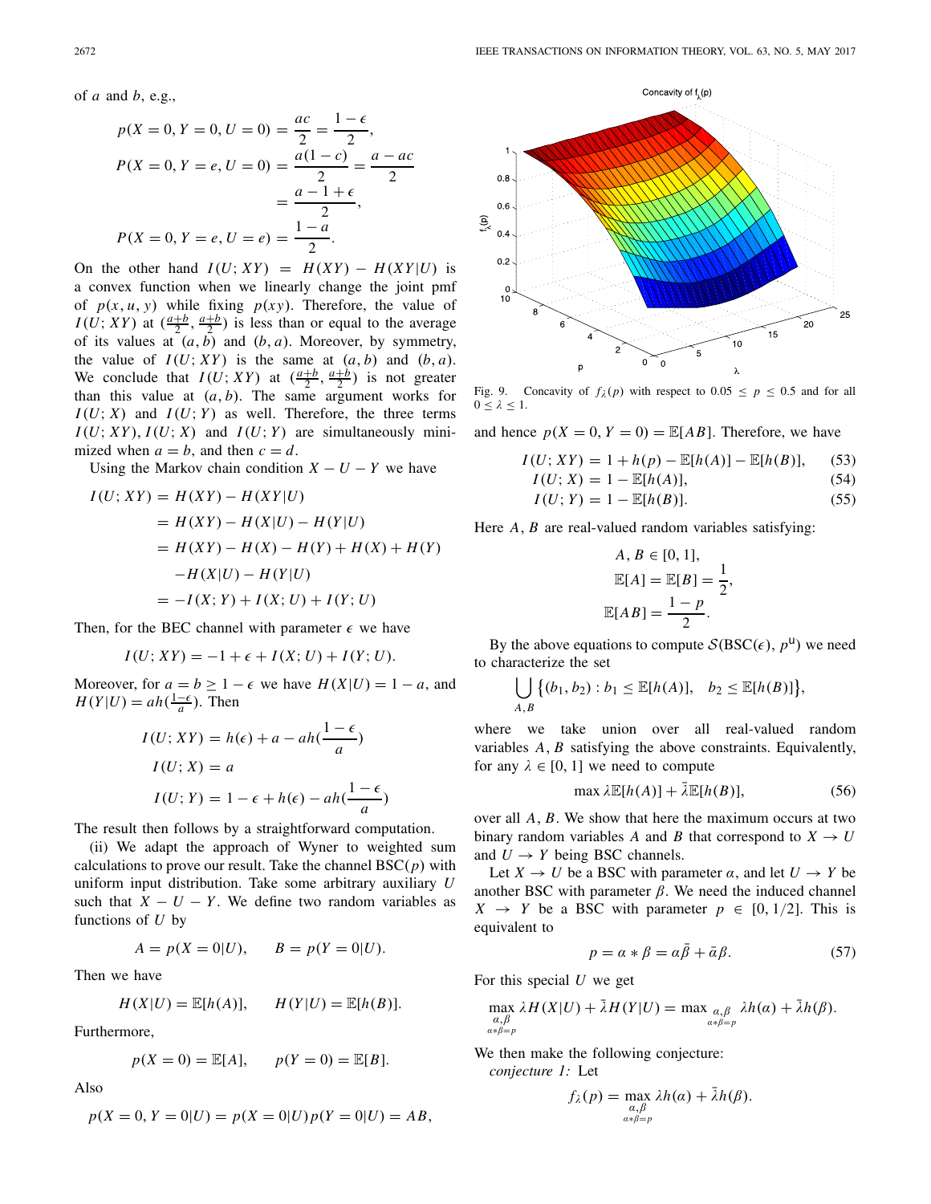of $a$ and $b$, e.g.,

$$p(X=0, Y=0, U=0) = \frac{ac}{2} = \frac{1-\epsilon}{2},$$
$$P(X=0, Y=e, U=0) = \frac{a(1-c)}{2} = \frac{a-ac}{2} = \frac{a-1+\epsilon}{2},$$
$$P(X=0, Y=e, U=e) = \frac{1-a}{2}.$$

On the other hand $I(U; XY) = H(XY) - H(XY|U)$ is a convex function when we linearly change the joint pmf of $p(x, u, y)$ while fixing $p(xy)$. Therefore, the value of $I(U; XY)$ at $(\frac{a+b}{2}, \frac{a+b}{2})$ is less than or equal to the average of its values at $(a, b)$ and $(b, a)$. Moreover, by symmetry, the value of $I(U; XY)$ is the same at $(a, b)$ and $(b, a)$. We conclude that $I(U; XY)$ at $(\frac{a+b}{2}, \frac{a+b}{2})$ is not greater than this value at $(a, b)$. The same argument works for $I(U; X)$ and $I(U; Y)$ as well. Therefore, the three terms $I(U; XY), I(U; X)$ and $I(U; Y)$ are simultaneously minimized when $a = b$, and then $c = d$.

Using the Markov chain condition $X - U - Y$ we have

$$\begin{aligned}
I(U; XY) &= H(XY) - H(XY|U) \\
&= H(XY) - H(X|U) - H(Y|U) \\
&= H(XY) - H(X) - H(Y) + H(X) + H(Y) \\
&\quad - H(X|U) - H(Y|U) \\
&= -I(X; Y) + I(X; U) + I(Y; U)
\end{aligned}$$

Then, for the BEC channel with parameter $\epsilon$ we have

$$I(U; XY) = -1 + \epsilon + I(X; U) + I(Y; U).$$

Moreover, for $a = b \geq 1 - \epsilon$ we have $H(X|U) = 1 - a$, and $H(Y|U) = ah(\frac{1-\epsilon}{a})$. Then

$$I(U; XY) = h(\epsilon) + a - ah(\frac{1-\epsilon}{a})$$
$$I(U; X) = a$$
$$I(U; Y) = 1 - \epsilon + h(\epsilon) - ah(\frac{1-\epsilon}{a})$$

The result then follows by a straightforward computation.

(ii) We adapt the approach of Wyner to weighted sum calculations to prove our result. Take the channel $\text{BSC}(p)$ with uniform input distribution. Take some arbitrary auxiliary $U$ such that $X - U - Y$. We define two random variables as functions of $U$ by

$$A = p(X = 0|U), \qquad B = p(Y = 0|U).$$

Then we have

$$H(X|U) = \mathbb{E}[h(A)], \qquad H(Y|U) = \mathbb{E}[h(B)].$$

Furthermore,

$$p(X = 0) = \mathbb{E}[A], \qquad p(Y = 0) = \mathbb{E}[B].$$

Also

$$p(X = 0, Y = 0|U) = p(X = 0|U)p(Y = 0|U) = AB,$$

Fig. 9. Concavity of $f_\lambda(p)$ with respect to $0.05 \leq p \leq 0.5$ and for all $0 \leq \lambda \leq 1$.

and hence $p(X = 0, Y = 0) = \mathbb{E}[AB]$. Therefore, we have

$$I(U; XY) = 1 + h(p) - \mathbb{E}[h(A)] - \mathbb{E}[h(B)], \tag{53}$$
$$I(U; X) = 1 - \mathbb{E}[h(A)], \tag{54}$$
$$I(U; Y) = 1 - \mathbb{E}[h(B)]. \tag{55}$$

Here $A, B$ are real-valued random variables satisfying:

$$A, B \in [0, 1],$$
$$\mathbb{E}[A] = \mathbb{E}[B] = \frac{1}{2},$$
$$\mathbb{E}[AB] = \frac{1-p}{2}.$$

By the above equations to compute $\mathcal{S}(\text{BSC}(\epsilon), p^{\mathsf{U}})$ we need to characterize the set

$$\bigcup_{A,B} \{(b_1, b_2) : b_1 \leq \mathbb{E}[h(A)], \quad b_2 \leq \mathbb{E}[h(B)]\},$$

where we take union over all real-valued random variables $A, B$ satisfying the above constraints. Equivalently, for any $\lambda \in [0, 1]$ we need to compute

$$\max \lambda \mathbb{E}[h(A)] + \bar{\lambda} \mathbb{E}[h(B)], \tag{56}$$

over all $A, B$. We show that here the maximum occurs at two binary random variables $A$ and $B$ that correspond to $X \to U$ and $U \to Y$ being BSC channels.

Let $X \to U$ be a BSC with parameter $\alpha$, and let $U \to Y$ be another BSC with parameter $\beta$. We need the induced channel $X \to Y$ be a BSC with parameter $p \in [0, 1/2]$. This is equivalent to

$$p = \alpha * \beta = \alpha\bar{\beta} + \bar{\alpha}\beta. \tag{57}$$

For this special $U$ we get

$$\max_{\substack{\alpha,\beta \\ \alpha*\beta=p}} \lambda H(X|U) + \bar{\lambda} H(Y|U) = \max_{\substack{\alpha,\beta \\ \alpha*\beta=p}} \lambda h(\alpha) + \bar{\lambda} h(\beta).$$

We then make the following conjecture:

*conjecture 1:* Let

$$f_\lambda(p) = \max_{\substack{\alpha,\beta \\ \alpha*\beta=p}} \lambda h(\alpha) + \bar{\lambda} h(\beta).$$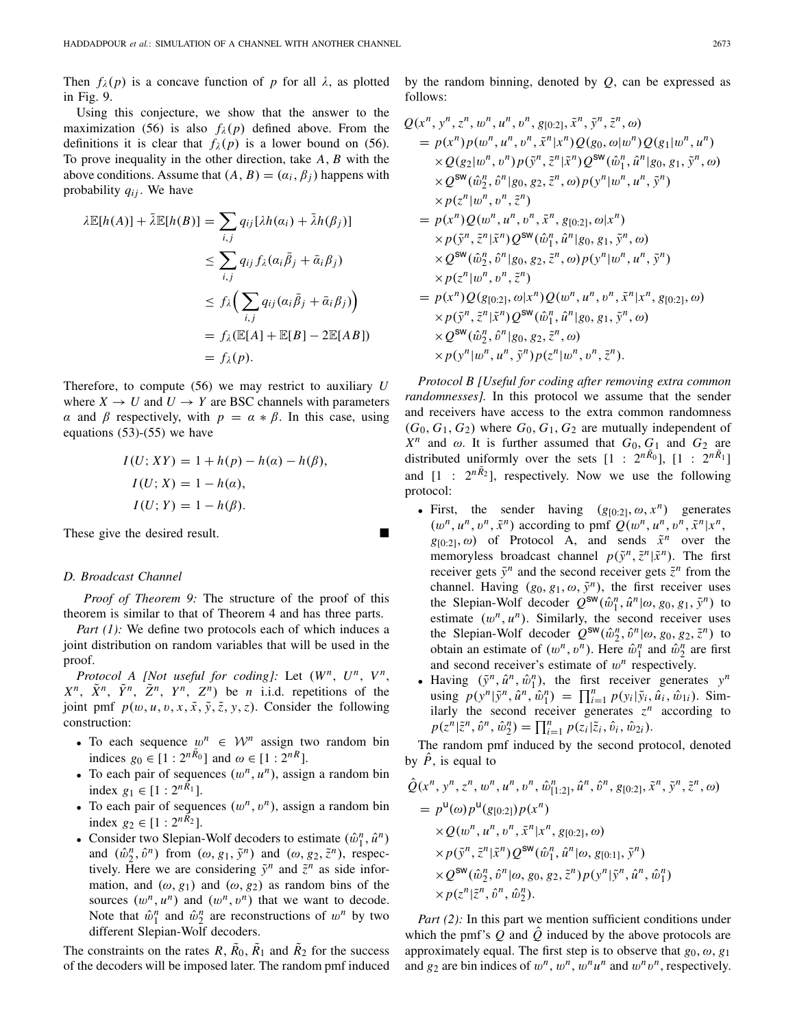Then $f_\lambda(p)$ is a concave function of $p$ for all $\lambda$, as plotted in Fig. 9.

Using this conjecture, we show that the answer to the maximization (56) is also $f_\lambda(p)$ defined above. From the definitions it is clear that $f_\lambda(p)$ is a lower bound on (56). To prove inequality in the other direction, take $A, B$ with the above conditions. Assume that $(A, B) = (\alpha_i, \beta_j)$ happens with probability $q_{ij}$. We have

$$
\begin{aligned}
\lambda \mathbb{E}[h(A)] + \bar{\lambda}\mathbb{E}[h(B)] &= \sum_{i,j} q_{ij}[\lambda h(\alpha_i) + \bar{\lambda} h(\beta_j)] \\
&\leq \sum_{i,j} q_{ij} f_\lambda(\alpha_i \bar{\beta}_j + \bar{\alpha}_i \beta_j) \\
&\leq f_\lambda\Big(\sum_{i,j} q_{ij}(\alpha_i \bar{\beta}_j + \bar{\alpha}_i \beta_j)\Big) \\
&= f_\lambda(\mathbb{E}[A] + \mathbb{E}[B] - 2\mathbb{E}[AB]) \\
&= f_\lambda(p).
\end{aligned}
$$

Therefore, to compute (56) we may restrict to auxiliary $U$ where $X \to U$ and $U \to Y$ are BSC channels with parameters $\alpha$ and $\beta$ respectively, with $p = \alpha * \beta$. In this case, using equations (53)-(55) we have

$$
\begin{aligned}
I(U; XY) &= 1 + h(p) - h(\alpha) - h(\beta), \\
I(U; X) &= 1 - h(\alpha), \\
I(U; Y) &= 1 - h(\beta).
\end{aligned}
$$

These give the desired result. ∎

### D. Broadcast Channel

*Proof of Theorem 9:* The structure of the proof of this theorem is similar to that of Theorem 4 and has three parts.

*Part (1):* We define two protocols each of which induces a joint distribution on random variables that will be used in the proof.

*Protocol A [Not useful for coding]:* Let $(W^n, U^n, V^n, X^n, \tilde{X}^n, \tilde{Y}^n, \tilde{Z}^n, Y^n, Z^n)$ be $n$ i.i.d. repetitions of the joint pmf $p(w, u, v, x, \tilde{x}, \tilde{y}, \tilde{z}, y, z)$. Consider the following construction:

- To each sequence $w^n \in \mathcal{W}^n$ assign two random bin indices $g_0 \in [1 : 2^{n\tilde{R}_0}]$ and $\omega \in [1 : 2^{nR}]$.
- To each pair of sequences $(w^n, u^n)$, assign a random bin index $g_1 \in [1 : 2^{n\tilde{R}_1}]$.
- To each pair of sequences $(w^n, v^n)$, assign a random bin index $g_2 \in [1 : 2^{n\tilde{R}_2}]$.
- Consider two Slepian-Wolf decoders to estimate $(\hat{w}_1^n, \hat{u}^n)$ and $(\hat{w}_2^n, \hat{v}^n)$ from $(\omega, g_1, \tilde{y}^n)$ and $(\omega, g_2, \tilde{z}^n)$, respectively. Here we are considering $\tilde{y}^n$ and $\tilde{z}^n$ as side information, and $(\omega, g_1)$ and $(\omega, g_2)$ as random bins of the sources $(w^n, u^n)$ and $(w^n, v^n)$ that we want to decode. Note that $\hat{w}_1^n$ and $\hat{w}_2^n$ are reconstructions of $w^n$ by two different Slepian-Wolf decoders.

The constraints on the rates $R$, $\tilde{R}_0$, $\tilde{R}_1$ and $\tilde{R}_2$ for the success of the decoders will be imposed later. The random pmf induced by the random binning, denoted by $Q$, can be expressed as follows:

$$
\begin{aligned}
&Q(x^n, y^n, z^n, w^n, u^n, v^n, g_{[0:2]}, \tilde{x}^n, \tilde{y}^n, \tilde{z}^n, \omega) \\
&= p(x^n)p(w^n, u^n, v^n, \tilde{x}^n|x^n)Q(g_0, \omega|w^n)Q(g_1|w^n, u^n) \\
&\quad \times Q(g_2|w^n, v^n)p(\tilde{y}^n, \tilde{z}^n|\tilde{x}^n)Q^{\mathsf{SW}}(\hat{w}_1^n, \hat{u}^n|g_0, g_1, \tilde{y}^n, \omega) \\
&\quad \times Q^{\mathsf{SW}}(\hat{w}_2^n, \hat{v}^n|g_0, g_2, \tilde{z}^n, \omega)p(y^n|w^n, u^n, \tilde{y}^n) \\
&\quad \times p(z^n|w^n, v^n, \tilde{z}^n) \\
&= p(x^n)Q(w^n, u^n, v^n, \tilde{x}^n, g_{[0:2]}, \omega|x^n) \\
&\quad \times p(\tilde{y}^n, \tilde{z}^n|\tilde{x}^n)Q^{\mathsf{SW}}(\hat{w}_1^n, \hat{u}^n|g_0, g_1, \tilde{y}^n, \omega) \\
&\quad \times Q^{\mathsf{SW}}(\hat{w}_2^n, \hat{v}^n|g_0, g_2, \tilde{z}^n, \omega)p(y^n|w^n, u^n, \tilde{y}^n) \\
&\quad \times p(z^n|w^n, v^n, \tilde{z}^n) \\
&= p(x^n)Q(g_{[0:2]}, \omega|x^n)Q(w^n, u^n, v^n, \tilde{x}^n|x^n, g_{[0:2]}, \omega) \\
&\quad \times p(\tilde{y}^n, \tilde{z}^n|\tilde{x}^n)Q^{\mathsf{SW}}(\hat{w}_1^n, \hat{u}^n|g_0, g_1, \tilde{y}^n, \omega) \\
&\quad \times Q^{\mathsf{SW}}(\hat{w}_2^n, \hat{v}^n|g_0, g_2, \tilde{z}^n, \omega) \\
&\quad \times p(y^n|w^n, u^n, \tilde{y}^n)p(z^n|w^n, v^n, \tilde{z}^n).
\end{aligned}
$$

*Protocol B [Useful for coding after removing extra common randomnesses].* In this protocol we assume that the sender and receivers have access to the extra common randomness $(G_0, G_1, G_2)$ where $G_0, G_1, G_2$ are mutually independent of $X^n$ and $\omega$. It is further assumed that $G_0, G_1$ and $G_2$ are distributed uniformly over the sets $[1 : 2^{n\tilde{R}_0}]$, $[1 : 2^{n\tilde{R}_1}]$ and $[1 : 2^{n\tilde{R}_2}]$, respectively. Now we use the following protocol:

- First, the sender having $(g_{[0:2]}, \omega, x^n)$ generates $(w^n, u^n, v^n, \tilde{x}^n)$ according to pmf $Q(w^n, u^n, v^n, \tilde{x}^n|x^n, g_{[0:2]}, \omega)$ of Protocol A, and sends $\tilde{x}^n$ over the memoryless broadcast channel $p(\tilde{y}^n, \tilde{z}^n|\tilde{x}^n)$. The first receiver gets $\tilde{y}^n$ and the second receiver gets $\tilde{z}^n$ from the channel. Having $(g_0, g_1, \omega, \tilde{y}^n)$, the first receiver uses the Slepian-Wolf decoder $Q^{\mathsf{SW}}(\hat{w}_1^n, \hat{u}^n|\omega, g_0, g_1, \tilde{y}^n)$ to estimate $(w^n, u^n)$. Similarly, the second receiver uses the Slepian-Wolf decoder $Q^{\mathsf{SW}}(\hat{w}_2^n, \hat{v}^n|\omega, g_0, g_2, \tilde{z}^n)$ to obtain an estimate of $(w^n, v^n)$. Here $\hat{w}_1^n$ and $\hat{w}_2^n$ are first and second receiver's estimate of $w^n$ respectively.
- Having $(\tilde{y}^n, \hat{u}^n, \hat{w}_1^n)$, the first receiver generates $y^n$ using $p(y^n|\tilde{y}^n, \hat{u}^n, \hat{w}_1^n) = \prod_{i=1}^n p(y_i|\tilde{y}_i, \hat{u}_i, \hat{w}_{1i})$. Similarly the second receiver generates $z^n$ according to $p(z^n|\tilde{z}^n, \hat{v}^n, \hat{w}_2^n) = \prod_{i=1}^n p(z_i|\tilde{z}_i, \hat{v}_i, \hat{w}_{2i})$.

The random pmf induced by the second protocol, denoted by $\hat{P}$, is equal to

$$
\begin{aligned}
&\hat{Q}(x^n, y^n, z^n, w^n, u^n, v^n, \hat{w}_{[1:2]}^n, \hat{u}^n, \hat{v}^n, g_{[0:2]}, \tilde{x}^n, \tilde{y}^n, \tilde{z}^n, \omega) \\
&= p^{\mathsf{U}}(\omega)p^{\mathsf{U}}(g_{[0:2]})p(x^n) \\
&\quad \times Q(w^n, u^n, v^n, \tilde{x}^n|x^n, g_{[0:2]}, \omega) \\
&\quad \times p(\tilde{y}^n, \tilde{z}^n|\tilde{x}^n)Q^{\mathsf{SW}}(\hat{w}_1^n, \hat{u}^n|\omega, g_{[0:1]}, \tilde{y}^n) \\
&\quad \times Q^{\mathsf{SW}}(\hat{w}_2^n, \hat{v}^n|\omega, g_0, g_2, \tilde{z}^n)p(y^n|\tilde{y}^n, \hat{u}^n, \hat{w}_1^n) \\
&\quad \times p(z^n|\tilde{z}^n, \hat{v}^n, \hat{w}_2^n).
\end{aligned}
$$

*Part (2):* In this part we mention sufficient conditions under which the pmf's $Q$ and $\hat{Q}$ induced by the above protocols are approximately equal. The first step is to observe that $g_0, \omega, g_1$ and $g_2$ are bin indices of $w^n$, $w^n$, $w^n u^n$ and $w^n v^n$, respectively.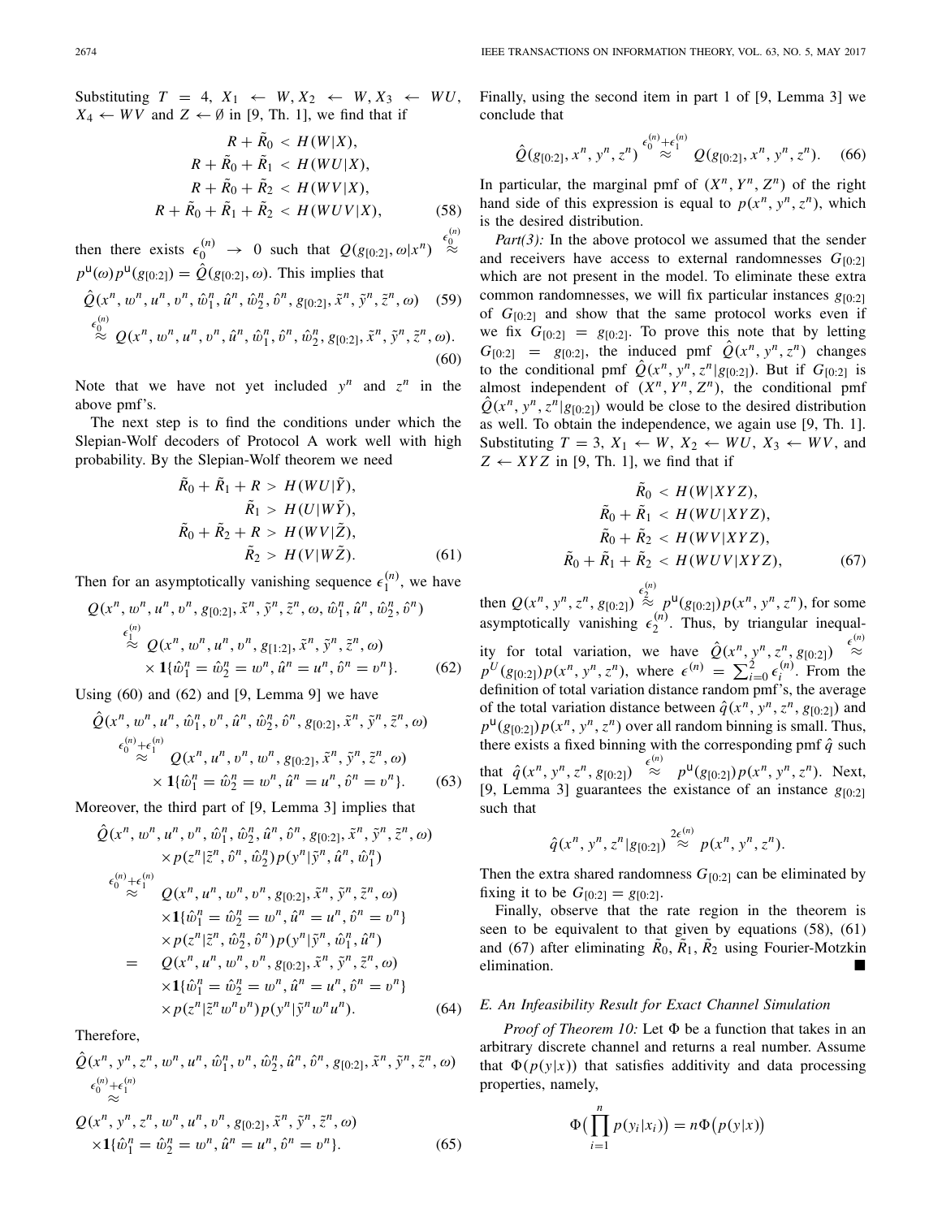Substituting $T = 4$, $X_1 \leftarrow W, X_2 \leftarrow W, X_3 \leftarrow WU$, $X_4 \leftarrow WV$ and $Z \leftarrow \emptyset$ in [9, Th. 1], we find that if

$$
\begin{aligned}
R + \tilde{R}_0 &< H(W|X),\\
R + \tilde{R}_0 + \tilde{R}_1 &< H(WU|X),\\
R + \tilde{R}_0 + \tilde{R}_2 &< H(WV|X),\\
R + \tilde{R}_0 + \tilde{R}_1 + \tilde{R}_2 &< H(WUV|X),
\end{aligned} \tag{58}
$$

then there exists $\epsilon_0^{(n)} \to 0$ such that $Q(g_{[0:2]}, \omega|x^n) \overset{\epsilon_0^{(n)}}{\approx} p^{\mathsf{U}}(\omega)p^{\mathsf{U}}(g_{[0:2]}) = \hat{Q}(g_{[0:2]}, \omega)$. This implies that

$$
\hat{Q}(x^n, w^n, u^n, v^n, \hat{w}_1^n, \hat{u}^n, \hat{w}_2^n, \hat{v}^n, g_{[0:2]}, \tilde{x}^n, \tilde{y}^n, \tilde{z}^n, \omega) \tag{59}
$$

$$
\overset{\epsilon_0^{(n)}}{\approx} Q(x^n, w^n, u^n, v^n, \hat{u}^n, \hat{w}_1^n, \hat{v}^n, \hat{w}_2^n, g_{[0:2]}, \tilde{x}^n, \tilde{y}^n, \tilde{z}^n, \omega). \tag{60}
$$

Note that we have not yet included $y^n$ and $z^n$ in the above pmf's.

The next step is to find the conditions under which the Slepian-Wolf decoders of Protocol A work well with high probability. By the Slepian-Wolf theorem we need

$$
\begin{aligned}
\tilde{R}_0 + \tilde{R}_1 + R &> H(WU|\tilde{Y}),\\
\tilde{R}_1 &> H(U|W\tilde{Y}),\\
\tilde{R}_0 + \tilde{R}_2 + R &> H(WV|\tilde{Z}),\\
\tilde{R}_2 &> H(V|W\tilde{Z}).
\end{aligned} \tag{61}
$$

Then for an asymptotically vanishing sequence $\epsilon_1^{(n)}$, we have

$$
\begin{aligned}
&Q(x^n, w^n, u^n, v^n, g_{[0:2]}, \tilde{x}^n, \tilde{y}^n, \tilde{z}^n, \omega, \hat{w}_1^n, \hat{u}^n, \hat{w}_2^n, \hat{v}^n)\\
&\overset{\epsilon_1^{(n)}}{\approx} Q(x^n, w^n, u^n, v^n, g_{[1:2]}, \tilde{x}^n, \tilde{y}^n, \tilde{z}^n, \omega)\\
&\quad \times \mathbf{1}\{\hat{w}_1^n = \hat{w}_2^n = w^n, \hat{u}^n = u^n, \hat{v}^n = v^n\}.
\end{aligned} \tag{62}
$$

Using (60) and (62) and [9, Lemma 9] we have

$$
\begin{aligned}
&\hat{Q}(x^n, w^n, u^n, \hat{w}_1^n, v^n, \hat{u}^n, \hat{w}_2^n, \hat{v}^n, g_{[0:2]}, \tilde{x}^n, \tilde{y}^n, \tilde{z}^n, \omega)\\
&\overset{\epsilon_0^{(n)}+\epsilon_1^{(n)}}{\approx} Q(x^n, u^n, v^n, w^n, g_{[0:2]}, \tilde{x}^n, \tilde{y}^n, \tilde{z}^n, \omega)\\
&\quad \times \mathbf{1}\{\hat{w}_1^n = \hat{w}_2^n = w^n, \hat{u}^n = u^n, \hat{v}^n = v^n\}.
\end{aligned} \tag{63}
$$

Moreover, the third part of [9, Lemma 3] implies that

$$
\begin{aligned}
&\hat{Q}(x^n, w^n, u^n, v^n, \hat{w}_1^n, \hat{w}_2^n, \hat{u}^n, \hat{v}^n, g_{[0:2]}, \tilde{x}^n, \tilde{y}^n, \tilde{z}^n, \omega)\\
&\quad \times p(z^n|\tilde{z}^n, \hat{v}^n, \hat{w}_2^n)p(y^n|\tilde{y}^n, \hat{u}^n, \hat{w}_1^n)\\
&\overset{\epsilon_0^{(n)}+\epsilon_1^{(n)}}{\approx} Q(x^n, u^n, w^n, v^n, g_{[0:2]}, \tilde{x}^n, \tilde{y}^n, \tilde{z}^n, \omega)\\
&\quad \times \mathbf{1}\{\hat{w}_1^n = \hat{w}_2^n = w^n, \hat{u}^n = u^n, \hat{v}^n = v^n\}\\
&\quad \times p(z^n|\tilde{z}^n, \hat{w}_2^n, \hat{v}^n)p(y^n|\tilde{y}^n, \hat{w}_1^n, \hat{u}^n)\\
&= Q(x^n, u^n, w^n, v^n, g_{[0:2]}, \tilde{x}^n, \tilde{y}^n, \tilde{z}^n, \omega)\\
&\quad \times \mathbf{1}\{\hat{w}_1^n = \hat{w}_2^n = w^n, \hat{u}^n = u^n, \hat{v}^n = v^n\}\\
&\quad \times p(z^n|\tilde{z}^n w^n v^n)p(y^n|\tilde{y}^n w^n u^n).
\end{aligned} \tag{64}
$$

Therefore,

$$
\begin{aligned}
&\hat{Q}(x^n, y^n, z^n, w^n, u^n, \hat{w}_1^n, v^n, \hat{w}_2^n, \hat{u}^n, \hat{v}^n, g_{[0:2]}, \tilde{x}^n, \tilde{y}^n, \tilde{z}^n, \omega)\\
&\overset{\epsilon_0^{(n)}+\epsilon_1^{(n)}}{\approx}\\
&Q(x^n, y^n, z^n, w^n, u^n, v^n, g_{[0:2]}, \tilde{x}^n, \tilde{y}^n, \tilde{z}^n, \omega)\\
&\times \mathbf{1}\{\hat{w}_1^n = \hat{w}_2^n = w^n, \hat{u}^n = u^n, \hat{v}^n = v^n\}.
\end{aligned} \tag{65}
$$

Finally, using the second item in part 1 of [9, Lemma 3] we conclude that

$$
\hat{Q}(g_{[0:2]}, x^n, y^n, z^n) \overset{\epsilon_0^{(n)}+\epsilon_1^{(n)}}{\approx} Q(g_{[0:2]}, x^n, y^n, z^n). \tag{66}
$$

In particular, the marginal pmf of $(X^n, Y^n, Z^n)$ of the right hand side of this expression is equal to $p(x^n, y^n, z^n)$, which is the desired distribution.

*Part(3):* In the above protocol we assumed that the sender and receivers have access to external randomnesses $G_{[0:2]}$ which are not present in the model. To eliminate these extra common randomnesses, we will fix particular instances $g_{[0:2]}$ of $G_{[0:2]}$ and show that the same protocol works even if we fix $G_{[0:2]} = g_{[0:2]}$. To prove this note that by letting $G_{[0:2]} = g_{[0:2]}$, the induced pmf $\hat{Q}(x^n, y^n, z^n)$ changes to the conditional pmf $\hat{Q}(x^n, y^n, z^n|g_{[0:2]})$. But if $G_{[0:2]}$ is almost independent of $(X^n, Y^n, Z^n)$, the conditional pmf $\hat{Q}(x^n, y^n, z^n|g_{[0:2]})$ would be close to the desired distribution as well. To obtain the independence, we again use [9, Th. 1]. Substituting $T = 3$, $X_1 \leftarrow W$, $X_2 \leftarrow WU$, $X_3 \leftarrow WV$, and $Z \leftarrow XYZ$ in [9, Th. 1], we find that if

$$
\begin{aligned}
\tilde{R}_0 &< H(W|XYZ),\\
\tilde{R}_0 + \tilde{R}_1 &< H(WU|XYZ),\\
\tilde{R}_0 + \tilde{R}_2 &< H(WV|XYZ),\\
\tilde{R}_0 + \tilde{R}_1 + \tilde{R}_2 &< H(WUV|XYZ),
\end{aligned} \tag{67}
$$

then $Q(x^n, y^n, z^n, g_{[0:2]}) \overset{\epsilon_2^{(n)}}{\approx} p^{\mathsf{U}}(g_{[0:2]})p(x^n, y^n, z^n)$, for some asymptotically vanishing $\epsilon_2^{(n)}$. Thus, by triangular inequality for total variation, we have $\hat{Q}(x^n, y^n, z^n, g_{[0:2]}) \overset{\epsilon^{(n)}}{\approx} p^U(g_{[0:2]})p(x^n, y^n, z^n)$, where $\epsilon^{(n)} = \sum_{i=0}^{2} \epsilon_i^{(n)}$. From the definition of total variation distance random pmf's, the average of the total variation distance between $\hat{q}(x^n, y^n, z^n, g_{[0:2]})$ and $p^{\mathsf{U}}(g_{[0:2]})p(x^n, y^n, z^n)$ over all random binning is small. Thus, there exists a fixed binning with the corresponding pmf $\hat{q}$ such that $\hat{q}(x^n, y^n, z^n, g_{[0:2]}) \overset{\epsilon^{(n)}}{\approx} p^{\mathsf{U}}(g_{[0:2]})p(x^n, y^n, z^n)$. Next, [9, Lemma 3] guarantees the existance of an instance $g_{[0:2]}$ such that

$$
\hat{q}(x^n, y^n, z^n|g_{[0:2]}) \overset{2\epsilon^{(n)}}{\approx} p(x^n, y^n, z^n).
$$

Then the extra shared randomness $G_{[0:2]}$ can be eliminated by fixing it to be $G_{[0:2]} = g_{[0:2]}$.

Finally, observe that the rate region in the theorem is seen to be equivalent to that given by equations (58), (61) and (67) after eliminating $\tilde{R}_0, \tilde{R}_1, \tilde{R}_2$ using Fourier-Motzkin elimination. ■

### E. An Infeasibility Result for Exact Channel Simulation

*Proof of Theorem 10:* Let $\Phi$ be a function that takes in an arbitrary discrete channel and returns a real number. Assume that $\Phi(p(y|x))$ that satisfies additivity and data processing properties, namely,

$$
\Phi\big(\prod_{i=1}^{n} p(y_i|x_i)\big) = n\Phi\big(p(y|x)\big)
$$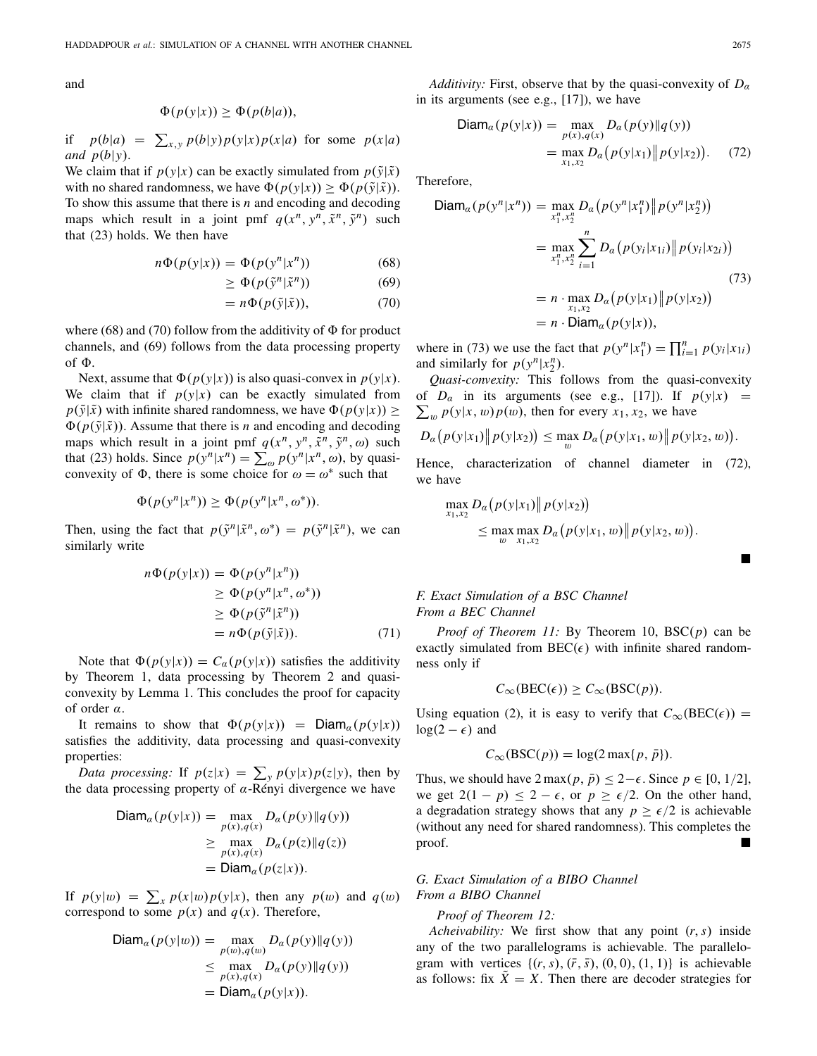and

$$\Phi(p(y|x)) \geq \Phi(p(b|a)),$$

if $p(b|a) = \sum_{x,y} p(b|y)p(y|x)p(x|a)$ for some $p(x|a)$ *and* $p(b|y)$.

We claim that if $p(y|x)$ can be exactly simulated from $p(\tilde{y}|\tilde{x})$ with no shared randomness, we have $\Phi(p(y|x)) \geq \Phi(p(\tilde{y}|\tilde{x}))$. To show this assume that there is $n$ and encoding and decoding maps which result in a joint pmf $q(x^n, y^n, \tilde{x}^n, \tilde{y}^n)$ such that (23) holds. We then have

$$n\Phi(p(y|x)) = \Phi(p(y^n|x^n)) \tag{68}$$

$$\geq \Phi(p(\tilde{y}^n|\tilde{x}^n)) \tag{69}$$

$$= n\Phi(p(\tilde{y}|\tilde{x})), \tag{70}$$

where (68) and (70) follow from the additivity of $\Phi$ for product channels, and (69) follows from the data processing property of $\Phi$.

Next, assume that $\Phi(p(y|x))$ is also quasi-convex in $p(y|x)$. We claim that if $p(y|x)$ can be exactly simulated from $p(\tilde{y}|\tilde{x})$ with infinite shared randomness, we have $\Phi(p(y|x)) \geq \Phi(p(\tilde{y}|\tilde{x}))$. Assume that there is $n$ and encoding and decoding maps which result in a joint pmf $q(x^n, y^n, \tilde{x}^n, \tilde{y}^n, \omega)$ such that (23) holds. Since $p(y^n|x^n) = \sum_\omega p(y^n|x^n, \omega)$, by quasi-convexity of $\Phi$, there is some choice for $\omega = \omega^*$ such that

$$\Phi(p(y^n|x^n)) \geq \Phi(p(y^n|x^n, \omega^*)).$$

Then, using the fact that $p(\tilde{y}^n|\tilde{x}^n, \omega^*) = p(\tilde{y}^n|\tilde{x}^n)$, we can similarly write

$$\begin{aligned} n\Phi(p(y|x)) &= \Phi(p(y^n|x^n)) \\ &\geq \Phi(p(y^n|x^n, \omega^*)) \\ &\geq \Phi(p(\tilde{y}^n|\tilde{x}^n)) \\ &= n\Phi(p(\tilde{y}|\tilde{x})). \end{aligned} \tag{71}$$

Note that $\Phi(p(y|x)) = C_\alpha(p(y|x))$ satisfies the additivity by Theorem 1, data processing by Theorem 2 and quasi-convexity by Lemma 1. This concludes the proof for capacity of order $\alpha$.

It remains to show that $\Phi(p(y|x)) = \mathsf{Diam}_\alpha(p(y|x))$ satisfies the additivity, data processing and quasi-convexity properties:

*Data processing:* If $p(z|x) = \sum_y p(y|x)p(z|y)$, then by the data processing property of $\alpha$-Rényi divergence we have

$$\begin{aligned} \mathsf{Diam}_\alpha(p(y|x)) &= \max_{p(x),q(x)} D_\alpha(p(y)\|q(y)) \\ &\geq \max_{p(x),q(x)} D_\alpha(p(z)\|q(z)) \\ &= \mathsf{Diam}_\alpha(p(z|x)). \end{aligned}$$

If $p(y|w) = \sum_x p(x|w)p(y|x)$, then any $p(w)$ and $q(w)$ correspond to some $p(x)$ and $q(x)$. Therefore,

$$\begin{aligned} \mathsf{Diam}_\alpha(p(y|w)) &= \max_{p(w),q(w)} D_\alpha(p(y)\|q(y)) \\ &\leq \max_{p(x),q(x)} D_\alpha(p(y)\|q(y)) \\ &= \mathsf{Diam}_\alpha(p(y|x)). \end{aligned}$$

*Additivity:* First, observe that by the quasi-convexity of $D_\alpha$ in its arguments (see e.g., [17]), we have

$$\begin{aligned} \mathsf{Diam}_\alpha(p(y|x)) &= \max_{p(x),q(x)} D_\alpha(p(y)\|q(y)) \\ &= \max_{x_1,x_2} D_\alpha\big(p(y|x_1)\big\|p(y|x_2)\big). \end{aligned} \tag{72}$$

Therefore,

$$\begin{aligned} \mathsf{Diam}_\alpha(p(y^n|x^n)) &= \max_{x_1^n,x_2^n} D_\alpha\big(p(y^n|x_1^n)\big\|p(y^n|x_2^n)\big) \\ &= \max_{x_1^n,x_2^n} \sum_{i=1}^n D_\alpha\big(p(y_i|x_{1i})\big\|p(y_i|x_{2i})\big) \\ &= n \cdot \max_{x_1,x_2} D_\alpha\big(p(y|x_1)\big\|p(y|x_2)\big) \\ &= n \cdot \mathsf{Diam}_\alpha(p(y|x)), \end{aligned} \tag{73}$$

where in (73) we use the fact that $p(y^n|x_1^n) = \prod_{i=1}^n p(y_i|x_{1i})$ and similarly for $p(y^n|x_2^n)$.

*Quasi-convexity:* This follows from the quasi-convexity of $D_\alpha$ in its arguments (see e.g., [17]). If $p(y|x) = \sum_w p(y|x,w)p(w)$, then for every $x_1, x_2$, we have

$$D_\alpha\big(p(y|x_1)\big\|p(y|x_2)\big) \leq \max_w D_\alpha\big(p(y|x_1,w)\big\|p(y|x_2,w)\big).$$

Hence, characterization of channel diameter in (72), we have

$$\begin{aligned} &\max_{x_1,x_2} D_\alpha\big(p(y|x_1)\big\|p(y|x_2)\big) \\ &\quad \leq \max_w \max_{x_1,x_2} D_\alpha\big(p(y|x_1,w)\big\|p(y|x_2,w)\big). \end{aligned}$$

∎

### *F. Exact Simulation of a BSC Channel From a BEC Channel*

*Proof of Theorem 11:* By Theorem 10, BSC($p$) can be exactly simulated from BEC($\epsilon$) with infinite shared randomness only if

$$C_\infty(\text{BEC}(\epsilon)) \geq C_\infty(\text{BSC}(p)).$$

Using equation (2), it is easy to verify that $C_\infty(\text{BEC}(\epsilon)) = \log(2-\epsilon)$ and

$$C_\infty(\text{BSC}(p)) = \log(2\max\{p, \bar{p}\}).$$

Thus, we should have $2\max(p, \bar{p}) \leq 2-\epsilon$. Since $p \in [0, 1/2]$, we get $2(1-p) \leq 2-\epsilon$, or $p \geq \epsilon/2$. On the other hand, a degradation strategy shows that any $p \geq \epsilon/2$ is achievable (without any need for shared randomness). This completes the proof. ∎

### *G. Exact Simulation of a BIBO Channel From a BIBO Channel*

*Proof of Theorem 12:*

*Acheivability:* We first show that any point $(r, s)$ inside any of the two parallelograms is achievable. The parallelogram with vertices $\{(r, s), (\bar{r}, \bar{s}), (0, 0), (1, 1)\}$ is achievable as follows: fix $\tilde{X} = X$. Then there are decoder strategies for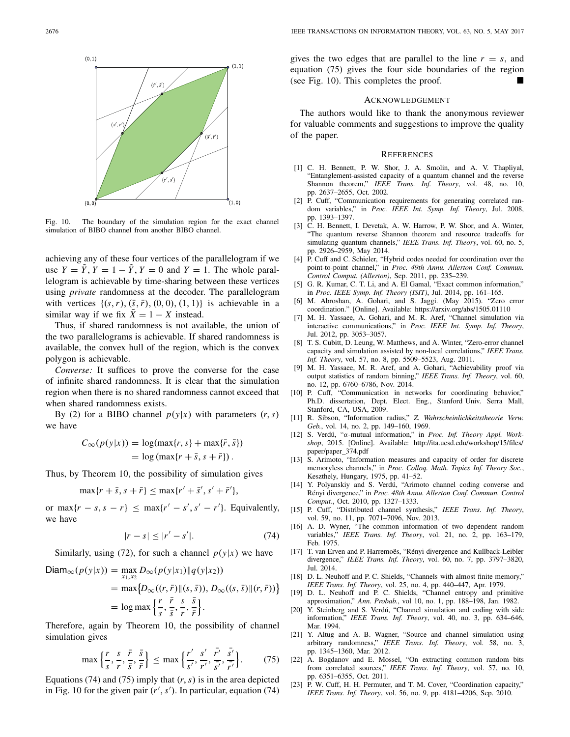Fig. 10. The boundary of the simulation region for the exact channel simulation of BIBO channel from another BIBO channel.

achieving any of these four vertices of the parallelogram if we use $Y = \tilde{Y}, Y = 1 - \tilde{Y}, Y = 0$ and $Y = 1$. The whole parallelogram is achievable by time-sharing between these vertices using *private* randomness at the decoder. The parallelogram with vertices $\{(s, r), (\bar{s}, \bar{r}), (0, 0), (1, 1)\}$ is achievable in a similar way if we fix $\tilde{X} = 1 - X$ instead.

Thus, if shared randomness is not available, the union of the two parallelograms is achievable. If shared randomness is available, the convex hull of the region, which is the convex polygon is achievable.

*Converse:* It suffices to prove the converse for the case of infinite shared randomness. It is clear that the simulation region when there is no shared randomness cannot exceed that when shared randomness exists.

By (2) for a BIBO channel $p(y|x)$ with parameters $(r, s)$ we have

$$C_\infty(p(y|x)) = \log(\max\{r, s\} + \max\{\bar{r}, \bar{s}\})$$
$$= \log(\max\{r + \bar{s}, s + \bar{r}\}).$$

Thus, by Theorem 10, the possibility of simulation gives

$$\max\{r + \bar{s}, s + \bar{r}\} \le \max\{r' + \bar{s}', s' + \bar{r}'\},$$

or $\max\{r - s, s - r\} \le \max\{r' - s', s' - r'\}$. Equivalently, we have

$$|r - s| \le |r' - s'|. \tag{74}$$

Similarly, using (72), for such a channel $p(y|x)$ we have

$$\mathsf{Diam}_\infty(p(y|x)) = \max_{x_1, x_2} D_\infty(p(y|x_1)\|q(y|x_2))$$
$$= \max\{D_\infty((r, \bar{r})\|(s, \bar{s})), D_\infty((s, \bar{s})\|(r, \bar{r}))\}$$
$$= \log\max\left\{\frac{r}{s}, \frac{\bar{r}}{\bar{s}}, \frac{s}{r}, \frac{\bar{s}}{\bar{r}}\right\}.$$

Therefore, again by Theorem 10, the possibility of channel simulation gives

$$\max\left\{\frac{r}{s}, \frac{s}{r}, \frac{\bar{r}}{\bar{s}}, \frac{\bar{s}}{\bar{r}}\right\} \le \max\left\{\frac{r'}{s'}, \frac{s'}{r'}, \frac{\bar{r}'}{\bar{s}'}, \frac{\bar{s}'}{\bar{r}'}\right\}. \tag{75}$$

Equations (74) and (75) imply that $(r, s)$ is in the area depicted in Fig. 10 for the given pair $(r', s')$. In particular, equation (74) gives the two edges that are parallel to the line $r = s$, and equation (75) gives the four side boundaries of the region (see Fig. 10). This completes the proof. ■

## Acknowledgement

The authors would like to thank the anonymous reviewer for valuable comments and suggestions to improve the quality of the paper.

## References

[1] C. H. Bennett, P. W. Shor, J. A. Smolin, and A. V. Thapliyal, "Entanglement-assisted capacity of a quantum channel and the reverse Shannon theorem," *IEEE Trans. Inf. Theory*, vol. 48, no. 10, pp. 2637–2655, Oct. 2002.

[2] P. Cuff, "Communication requirements for generating correlated random variables," in *Proc. IEEE Int. Symp. Inf. Theory*, Jul. 2008, pp. 1393–1397.

[3] C. H. Bennett, I. Devetak, A. W. Harrow, P. W. Shor, and A. Winter, "The quantum reverse Shannon theorem and resource tradeoffs for simulating quantum channels," *IEEE Trans. Inf. Theory*, vol. 60, no. 5, pp. 2926–2959, May 2014.

[4] P. Cuff and C. Schieler, "Hybrid codes needed for coordination over the point-to-point channel," in *Proc. 49th Annu. Allerton Conf. Commun. Control Comput. (Allerton)*, Sep. 2011, pp. 235–239.

[5] G. R. Kumar, C. T. Li, and A. El Gamal, "Exact common information," in *Proc. IEEE Symp. Inf. Theory (ISIT)*, Jul. 2014, pp. 161–165.

[6] M. Abroshan, A. Gohari, and S. Jaggi. (May 2015). "Zero error coordination." [Online]. Available: https://arxiv.org/abs/1505.01110

[7] M. H. Yassaee, A. Gohari, and M. R. Aref, "Channel simulation via interactive communications," in *Proc. IEEE Int. Symp. Inf. Theory*, Jul. 2012, pp. 3053–3057.

[8] T. S. Cubitt, D. Leung, W. Matthews, and A. Winter, "Zero-error channel capacity and simulation assisted by non-local correlations," *IEEE Trans. Inf. Theory*, vol. 57, no. 8, pp. 5509–5523, Aug. 2011.

[9] M. H. Yassaee, M. R. Aref, and A. Gohari, "Achievability proof via output statistics of random binning," *IEEE Trans. Inf. Theory*, vol. 60, no. 12, pp. 6760–6786, Nov. 2014.

[10] P. Cuff, "Communication in networks for coordinating behavior," Ph.D. dissertation, Dept. Elect. Eng., Stanford Univ. Serra Mall, Stanford, CA, USA, 2009.

[11] R. Sibson, "Information radius," *Z. Wahrscheinlichkeitstheorie Verw. Geb.*, vol. 14, no. 2, pp. 149–160, 1969.

[12] S. Verdú, "α-mutual information," in *Proc. Inf. Theory Appl. Workshop*, 2015. [Online]. Available: http://ita.ucsd.edu/workshop/15/files/paper/paper_374.pdf

[13] S. Arimoto, "Information measures and capacity of order for discrete memoryless channels," in *Proc. Colloq. Math. Topics Inf. Theory Soc.*, Keszthely, Hungary, 1975, pp. 41–52.

[14] Y. Polyanskiy and S. Verdú, "Arimoto channel coding converse and Rényi divergence," in *Proc. 48th Annu. Allerton Conf. Commun. Control Comput.*, Oct. 2010, pp. 1327–1333.

[15] P. Cuff, "Distributed channel synthesis," *IEEE Trans. Inf. Theory*, vol. 59, no. 11, pp. 7071–7096, Nov. 2013.

[16] A. D. Wyner, "The common information of two dependent random variables," *IEEE Trans. Inf. Theory*, vol. 21, no. 2, pp. 163–179, Feb. 1975.

[17] T. van Erven and P. Harremoës, "Rényi divergence and Kullback-Leibler divergence," *IEEE Trans. Inf. Theory*, vol. 60, no. 7, pp. 3797–3820, Jul. 2014.

[18] D. L. Neuhoff and P. C. Shields, "Channels with almost finite memory," *IEEE Trans. Inf. Theory*, vol. 25, no. 4, pp. 440–447, Apr. 1979.

[19] D. L. Neuhoff and P. C. Shields, "Channel entropy and primitive approximation," *Ann. Probab.*, vol 10, no. 1, pp. 188–198, Jan. 1982.

[20] Y. Steinberg and S. Verdú, "Channel simulation and coding with side information," *IEEE Trans. Inf. Theory*, vol. 40, no. 3, pp. 634–646, Mar. 1994.

[21] Y. Altug and A. B. Wagner, "Source and channel simulation using arbitrary randomness," *IEEE Trans. Inf. Theory*, vol. 58, no. 3, pp. 1345–1360, Mar. 2012.

[22] A. Bogdanov and E. Mossel, "On extracting common random bits from correlated sources," *IEEE Trans. Inf. Theory*, vol. 57, no. 10, pp. 6351–6355, Oct. 2011.

[23] P. W. Cuff, H. H. Permuter, and T. M. Cover, "Coordination capacity," *IEEE Trans. Inf. Theory*, vol. 56, no. 9, pp. 4181–4206, Sep. 2010.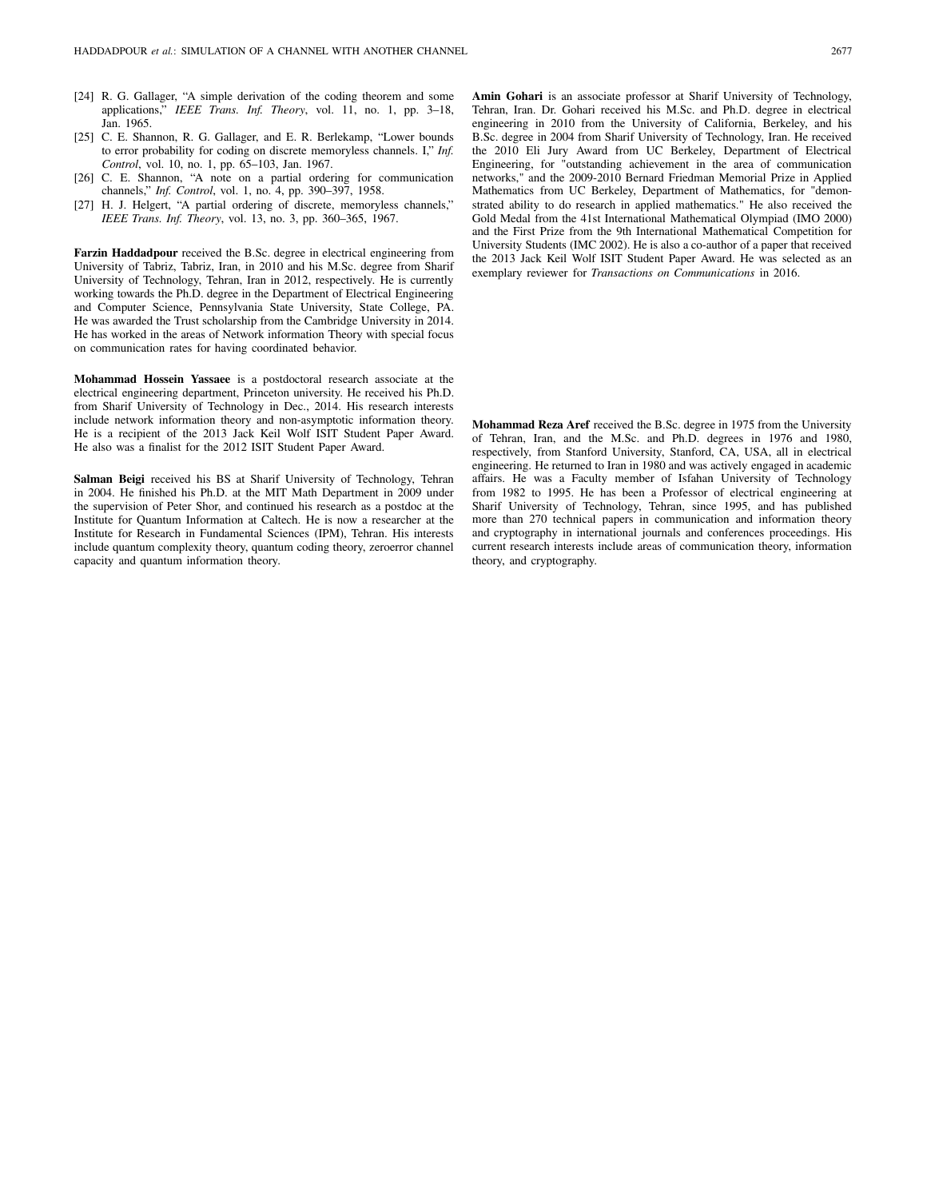[24] R. G. Gallager, "A simple derivation of the coding theorem and some applications," *IEEE Trans. Inf. Theory*, vol. 11, no. 1, pp. 3–18, Jan. 1965.

[25] C. E. Shannon, R. G. Gallager, and E. R. Berlekamp, "Lower bounds to error probability for coding on discrete memoryless channels. I," *Inf. Control*, vol. 10, no. 1, pp. 65–103, Jan. 1967.

[26] C. E. Shannon, "A note on a partial ordering for communication channels," *Inf. Control*, vol. 1, no. 4, pp. 390–397, 1958.

[27] H. J. Helgert, "A partial ordering of discrete, memoryless channels," *IEEE Trans. Inf. Theory*, vol. 13, no. 3, pp. 360–365, 1967.

**Farzin Haddadpour** received the B.Sc. degree in electrical engineering from University of Tabriz, Tabriz, Iran, in 2010 and his M.Sc. degree from Sharif University of Technology, Tehran, Iran in 2012, respectively. He is currently working towards the Ph.D. degree in the Department of Electrical Engineering and Computer Science, Pennsylvania State University, State College, PA. He was awarded the Trust scholarship from the Cambridge University in 2014. He has worked in the areas of Network information Theory with special focus on communication rates for having coordinated behavior.

**Mohammad Hossein Yassaee** is a postdoctoral research associate at the electrical engineering department, Princeton university. He received his Ph.D. from Sharif University of Technology in Dec., 2014. His research interests include network information theory and non-asymptotic information theory. He is a recipient of the 2013 Jack Keil Wolf ISIT Student Paper Award. He also was a finalist for the 2012 ISIT Student Paper Award.

**Salman Beigi** received his BS at Sharif University of Technology, Tehran in 2004. He finished his Ph.D. at the MIT Math Department in 2009 under the supervision of Peter Shor, and continued his research as a postdoc at the Institute for Quantum Information at Caltech. He is now a researcher at the Institute for Research in Fundamental Sciences (IPM), Tehran. His interests include quantum complexity theory, quantum coding theory, zeroerror channel capacity and quantum information theory.

**Amin Gohari** is an associate professor at Sharif University of Technology, Tehran, Iran. Dr. Gohari received his M.Sc. and Ph.D. degree in electrical engineering in 2010 from the University of California, Berkeley, and his B.Sc. degree in 2004 from Sharif University of Technology, Iran. He received the 2010 Eli Jury Award from UC Berkeley, Department of Electrical Engineering, for "outstanding achievement in the area of communication networks," and the 2009-2010 Bernard Friedman Memorial Prize in Applied Mathematics from UC Berkeley, Department of Mathematics, for "demonstrated ability to do research in applied mathematics." He also received the Gold Medal from the 41st International Mathematical Olympiad (IMO 2000) and the First Prize from the 9th International Mathematical Competition for University Students (IMC 2002). He is also a co-author of a paper that received the 2013 Jack Keil Wolf ISIT Student Paper Award. He was selected as an exemplary reviewer for *Transactions on Communications* in 2016.

**Mohammad Reza Aref** received the B.Sc. degree in 1975 from the University of Tehran, Iran, and the M.Sc. and Ph.D. degrees in 1976 and 1980, respectively, from Stanford University, Stanford, CA, USA, all in electrical engineering. He returned to Iran in 1980 and was actively engaged in academic affairs. He was a Faculty member of Isfahan University of Technology from 1982 to 1995. He has been a Professor of electrical engineering at Sharif University of Technology, Tehran, since 1995, and has published more than 270 technical papers in communication and information theory and cryptography in international journals and conferences proceedings. His current research interests include areas of communication theory, information theory, and cryptography.